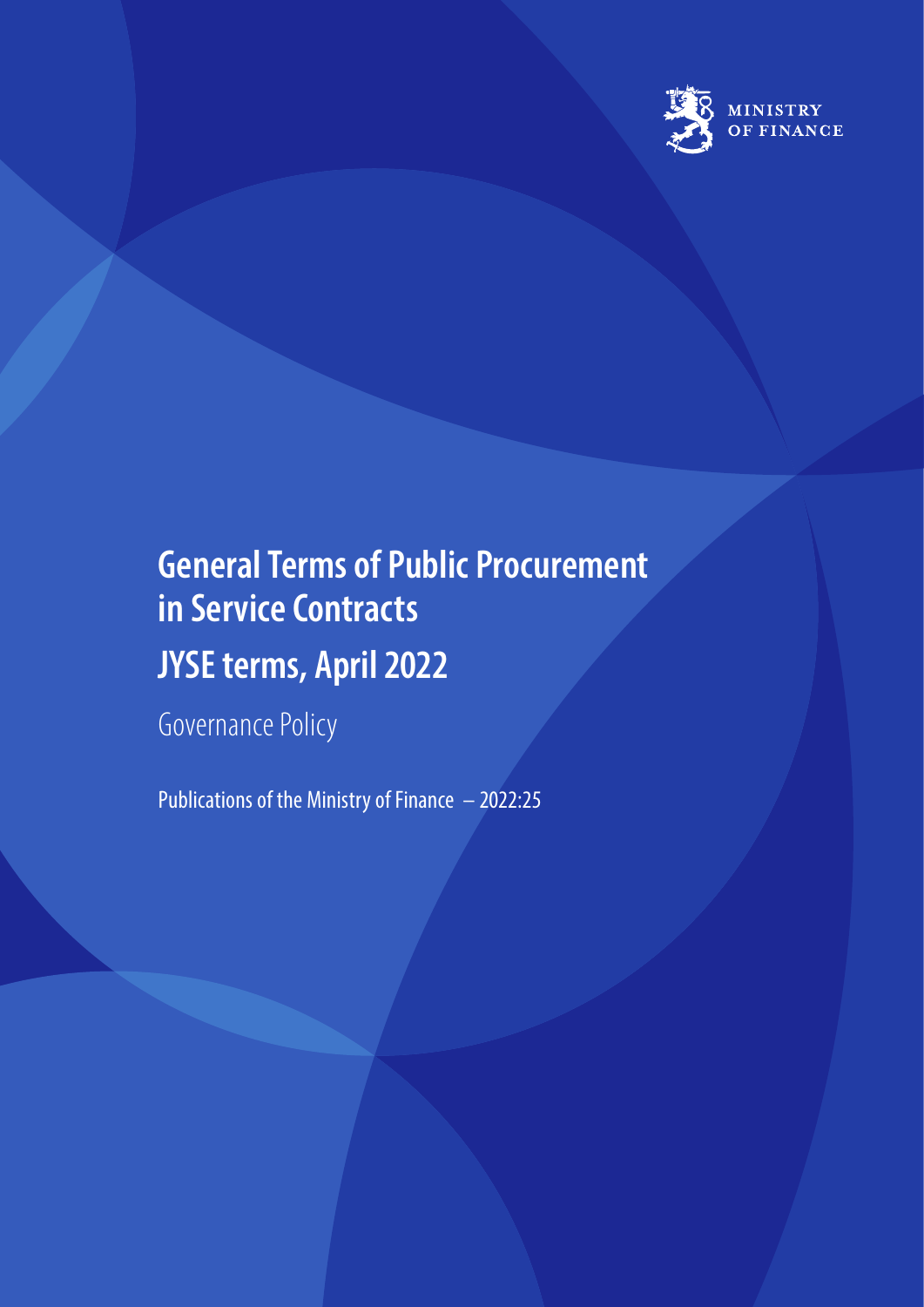MINISTRY OF FINANCE

# General Terms of Public Procurement in Service Contracts

# JYSE terms, April 2022

Governance Policy

Publications of the Ministry of Finance – 2022:25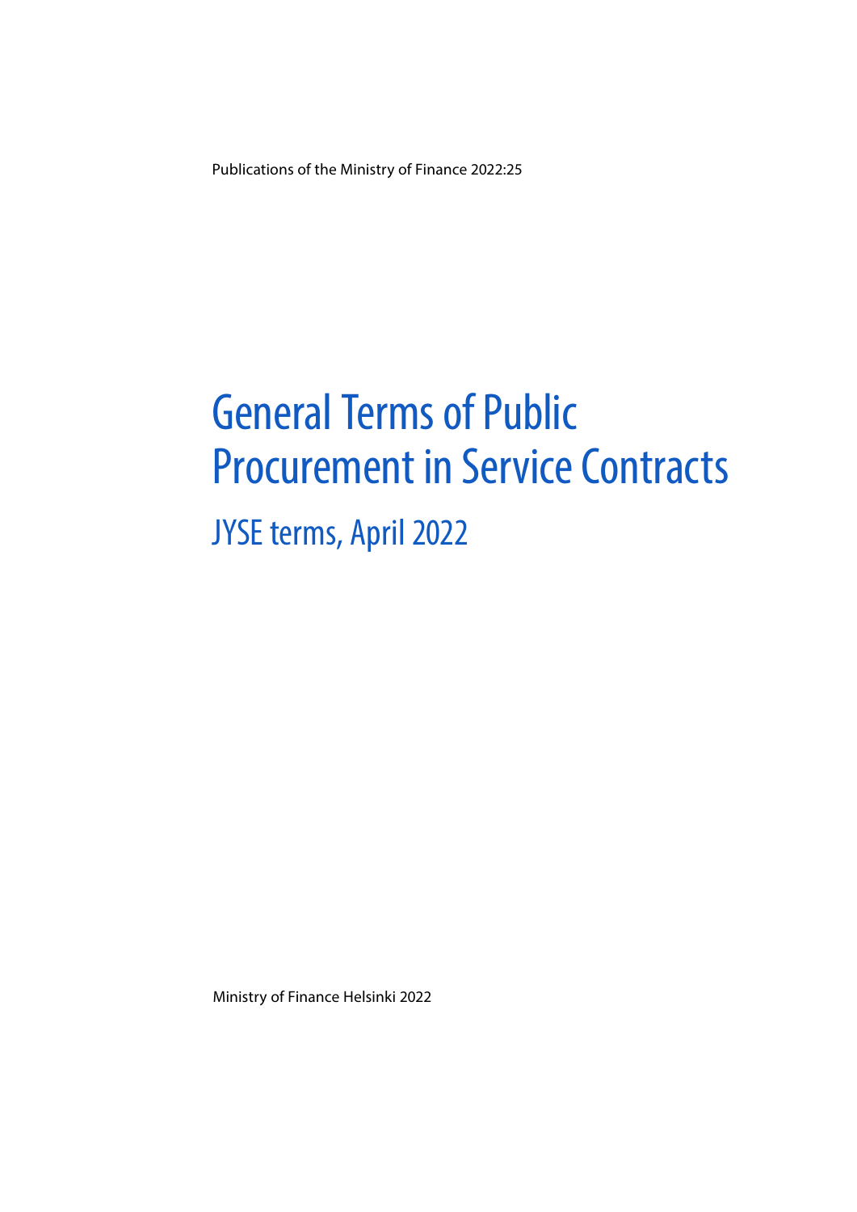Publications of the Ministry of Finance 2022:25

# General Terms of Public Procurement in Service Contracts

## JYSE terms, April 2022

Ministry of Finance Helsinki 2022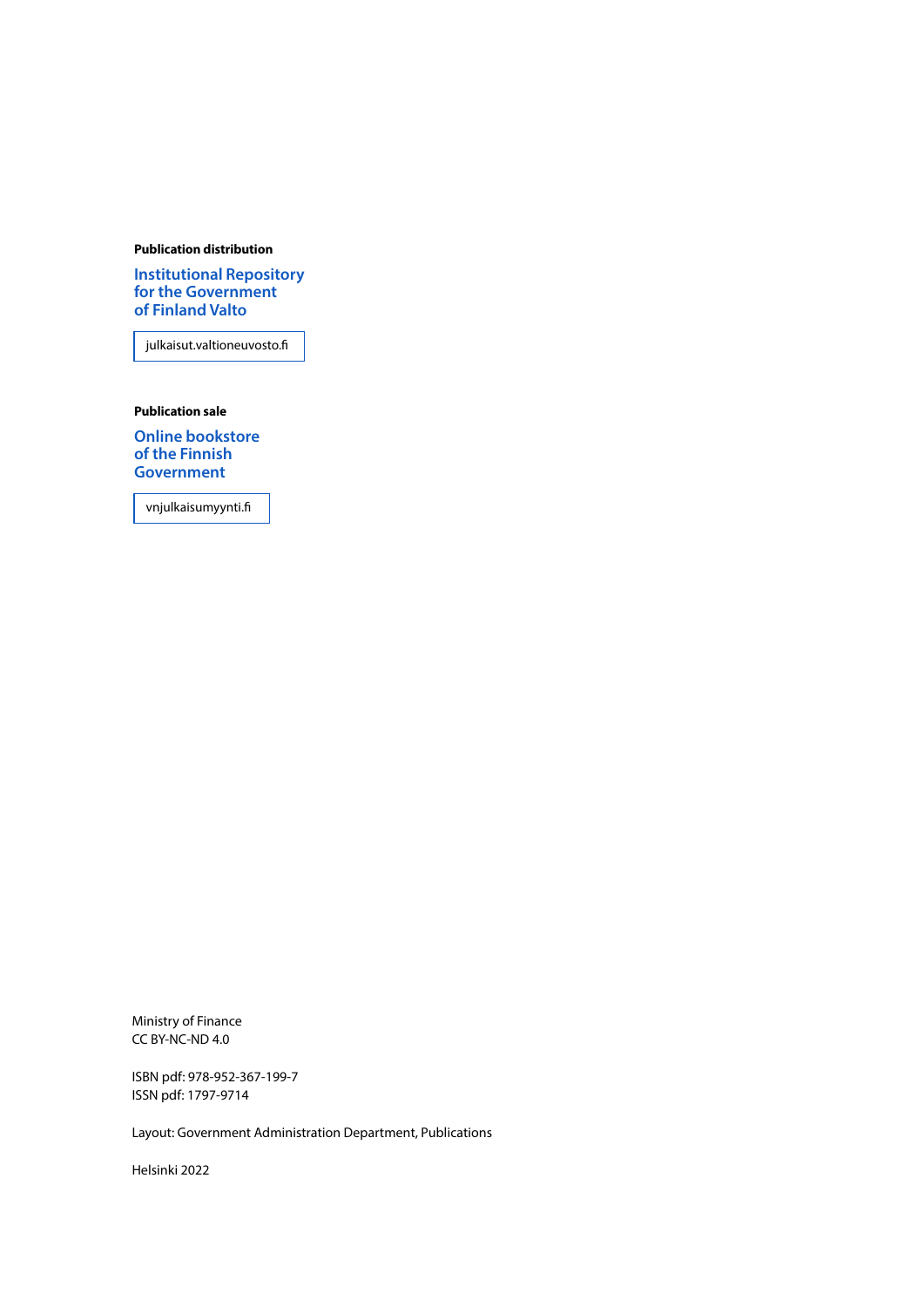**Publication distribution**

**Institutional Repository for the Government of Finland Valto**

julkaisut.valtioneuvosto.fi

**Publication sale**

**Online bookstore of the Finnish Government**

vnjulkaisumyynti.fi

Ministry of Finance
CC BY-NC-ND 4.0

ISBN pdf: 978-952-367-199-7
ISSN pdf: 1797-9714

Layout: Government Administration Department, Publications

Helsinki 2022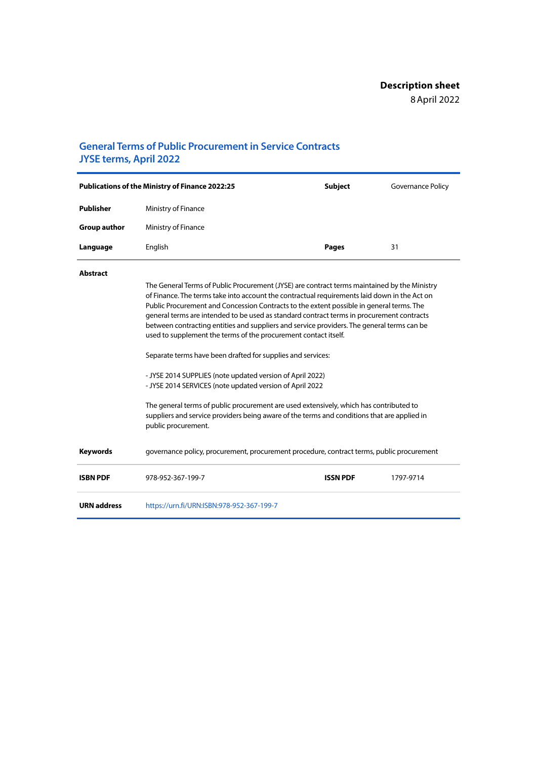**Description sheet**
8 April 2022

## General Terms of Public Procurement in Service Contracts JYSE terms, April 2022

| | | | |
|---|---|---|---|
| **Publications of the Ministry of Finance 2022:25** | | **Subject** | Governance Policy |
| **Publisher** | Ministry of Finance | | |
| **Group author** | Ministry of Finance | | |
| **Language** | English | **Pages** | 31 |

**Abstract**

The General Terms of Public Procurement (JYSE) are contract terms maintained by the Ministry of Finance. The terms take into account the contractual requirements laid down in the Act on Public Procurement and Concession Contracts to the extent possible in general terms. The general terms are intended to be used as standard contract terms in procurement contracts between contracting entities and suppliers and service providers. The general terms can be used to supplement the terms of the procurement contact itself.

Separate terms have been drafted for supplies and services:

- JYSE 2014 SUPPLIES (note updated version of April 2022)
- JYSE 2014 SERVICES (note updated version of April 2022

The general terms of public procurement are used extensively, which has contributed to suppliers and service providers being aware of the terms and conditions that are applied in public procurement.

**Keywords** governance policy, procurement, procurement procedure, contract terms, public procurement

| | | | |
|---|---|---|---|
| **ISBN PDF** | 978-952-367-199-7 | **ISSN PDF** | 1797-9714 |
| **URN address** | https://urn.fi/URN:ISBN:978-952-367-199-7 | | |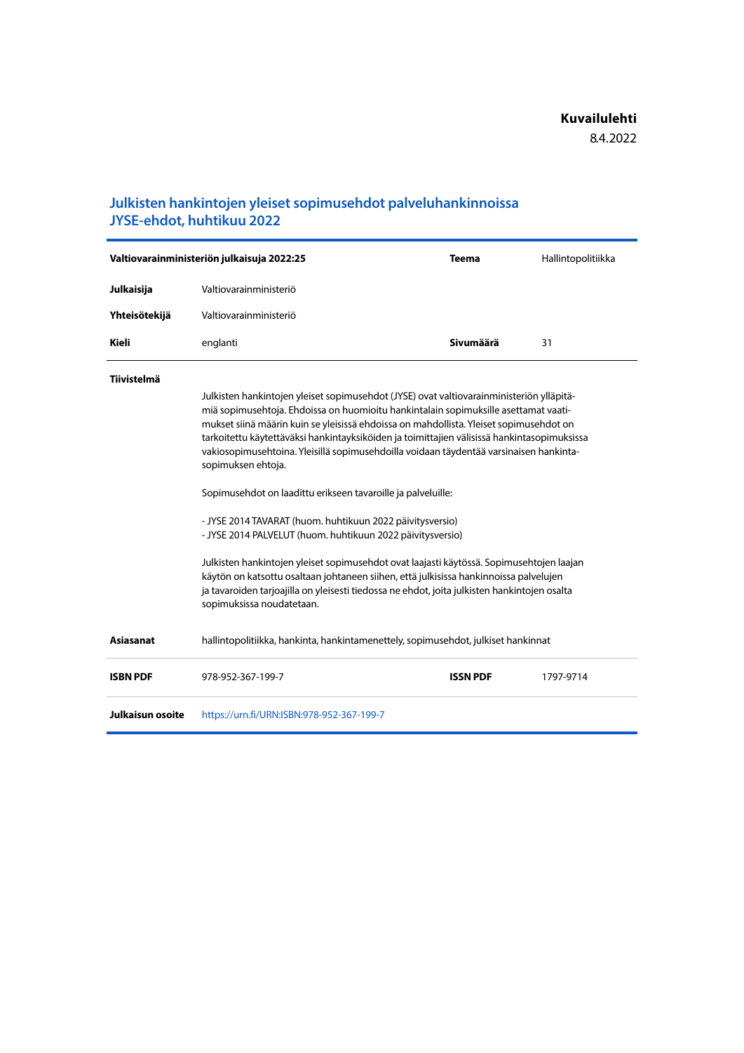**Kuvailulehti**

8.4.2022

## Julkisten hankintojen yleiset sopimusehdot palveluhankinnoissa JYSE-ehdot, huhtikuu 2022

| Valtiovarainministeriön julkaisuja 2022:25 | | Teema | Hallintopolitiikka |
|---|---|---|---|
| **Julkaisija** | Valtiovarainministeriö | | |
| **Yhteisötekijä** | Valtiovarainministeriö | | |
| **Kieli** | englanti | **Sivumäärä** | 31 |

**Tiivistelmä**

Julkisten hankintojen yleiset sopimusehdot (JYSE) ovat valtiovarainministeriön ylläpitämiä sopimusehtoja. Ehdoissa on huomioitu hankintalain sopimuksille asettamat vaatimukset siinä määrin kuin se yleisissä ehdoissa on mahdollista. Yleiset sopimusehdot on tarkoitettu käytettäväksi hankintayksiköiden ja toimittajien välisissä hankintasopimuksissa vakiosopimusehtoina. Yleisillä sopimusehdoilla voidaan täydentää varsinaisen hankintasopimuksen ehtoja.

Sopimusehdot on laadittu erikseen tavaroille ja palveluille:

- JYSE 2014 TAVARAT (huom. huhtikuun 2022 päivitysversio)
- JYSE 2014 PALVELUT (huom. huhtikuun 2022 päivitysversio)

Julkisten hankintojen yleiset sopimusehdot ovat laajasti käytössä. Sopimusehtojen laajan käytön on katsottu osaltaan johtaneen siihen, että julkisissa hankinnoissa palvelujen ja tavaroiden tarjoajilla on yleisesti tiedossa ne ehdot, joita julkisten hankintojen osalta sopimuksissa noudatetaan.

| | | | |
|---|---|---|---|
| **Asiasanat** | hallintopolitiikka, hankinta, hankintamenettely, sopimusehdot, julkiset hankinnat | | |
| **ISBN PDF** | 978-952-367-199-7 | **ISSN PDF** | 1797-9714 |
| **Julkaisun osoite** | https://urn.fi/URN:ISBN:978-952-367-199-7 | | |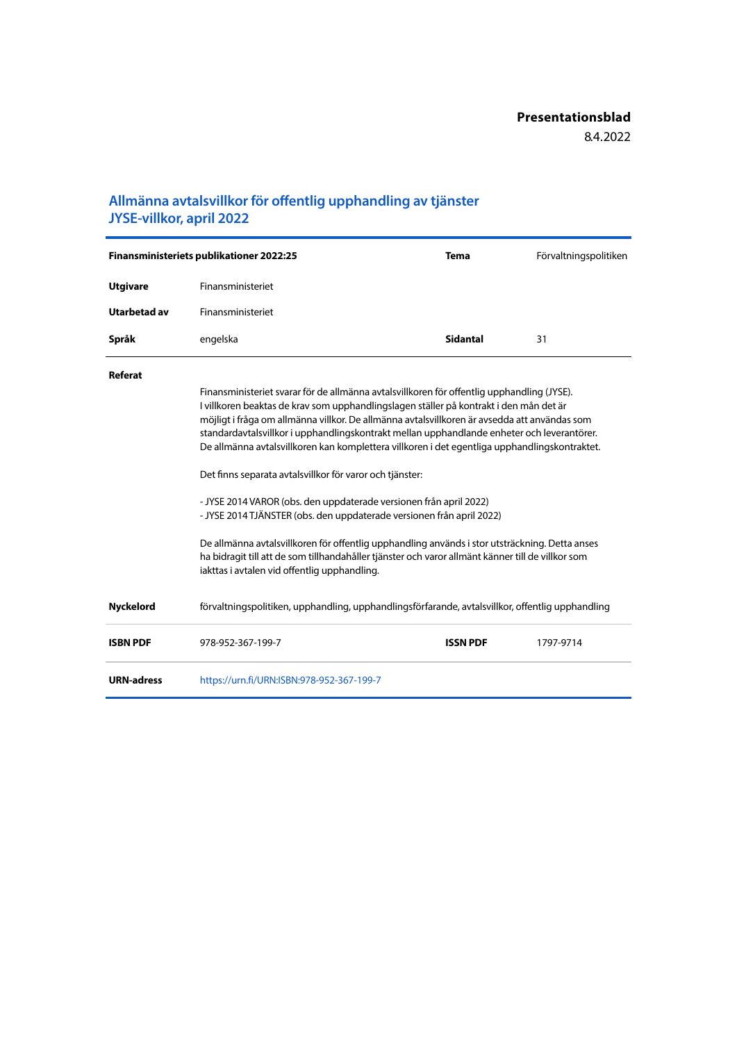**Presentationsblad**

8.4.2022

## Allmänna avtalsvillkor för offentlig upphandling av tjänster JYSE-villkor, april 2022

| **Finansministeriets publikationer 2022:25** | | **Tema** | Förvaltningspolitiken |
|---|---|---|---|
| **Utgivare** | Finansministeriet | | |
| **Utarbetad av** | Finansministeriet | | |
| **Språk** | engelska | **Sidantal** | 31 |

**Referat**

Finansministeriet svarar för de allmänna avtalsvillkoren för offentlig upphandling (JYSE). I villkoren beaktas de krav som upphandlingslagen ställer på kontrakt i den mån det är möjligt i fråga om allmänna villkor. De allmänna avtalsvillkoren är avsedda att användas som standardavtalsvillkor i upphandlingskontrakt mellan upphandlande enheter och leverantörer. De allmänna avtalsvillkoren kan komplettera villkoren i det egentliga upphandlingskontraktet.

Det finns separata avtalsvillkor för varor och tjänster:

- JYSE 2014 VAROR (obs. den uppdaterade versionen från april 2022)
- JYSE 2014 TJÄNSTER (obs. den uppdaterade versionen från april 2022)

De allmänna avtalsvillkoren för offentlig upphandling används i stor utsträckning. Detta anses ha bidragit till att de som tillhandahåller tjänster och varor allmänt känner till de villkor som iakttas i avtalen vid offentlig upphandling.

| | | | |
|---|---|---|---|
| **Nyckelord** | förvaltningspolitiken, upphandling, upphandlingsförfarande, avtalsvillkor, offentlig upphandling | | |
| **ISBN PDF** | 978-952-367-199-7 | **ISSN PDF** | 1797-9714 |
| **URN-adress** | https://urn.fi/URN:ISBN:978-952-367-199-7 | | |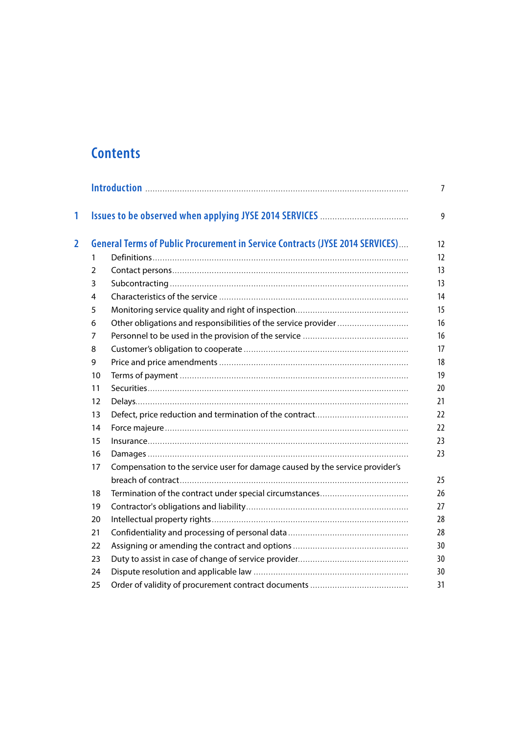# Contents

| | | | |
|---|---|---|---|
| | **Introduction** | | 7 |
| **1** | **Issues to be observed when applying JYSE 2014 SERVICES** | | 9 |
| **2** | **General Terms of Public Procurement in Service Contracts (JYSE 2014 SERVICES)** | | 12 |
| | 1 | Definitions | 12 |
| | 2 | Contact persons | 13 |
| | 3 | Subcontracting | 13 |
| | 4 | Characteristics of the service | 14 |
| | 5 | Monitoring service quality and right of inspection | 15 |
| | 6 | Other obligations and responsibilities of the service provider | 16 |
| | 7 | Personnel to be used in the provision of the service | 16 |
| | 8 | Customer's obligation to cooperate | 17 |
| | 9 | Price and price amendments | 18 |
| | 10 | Terms of payment | 19 |
| | 11 | Securities | 20 |
| | 12 | Delays | 21 |
| | 13 | Defect, price reduction and termination of the contract | 22 |
| | 14 | Force majeure | 22 |
| | 15 | Insurance | 23 |
| | 16 | Damages | 23 |
| | 17 | Compensation to the service user for damage caused by the service provider's breach of contract | 25 |
| | 18 | Termination of the contract under special circumstances | 26 |
| | 19 | Contractor's obligations and liability | 27 |
| | 20 | Intellectual property rights | 28 |
| | 21 | Confidentiality and processing of personal data | 28 |
| | 22 | Assigning or amending the contract and options | 30 |
| | 23 | Duty to assist in case of change of service provider | 30 |
| | 24 | Dispute resolution and applicable law | 30 |
| | 25 | Order of validity of procurement contract documents | 31 |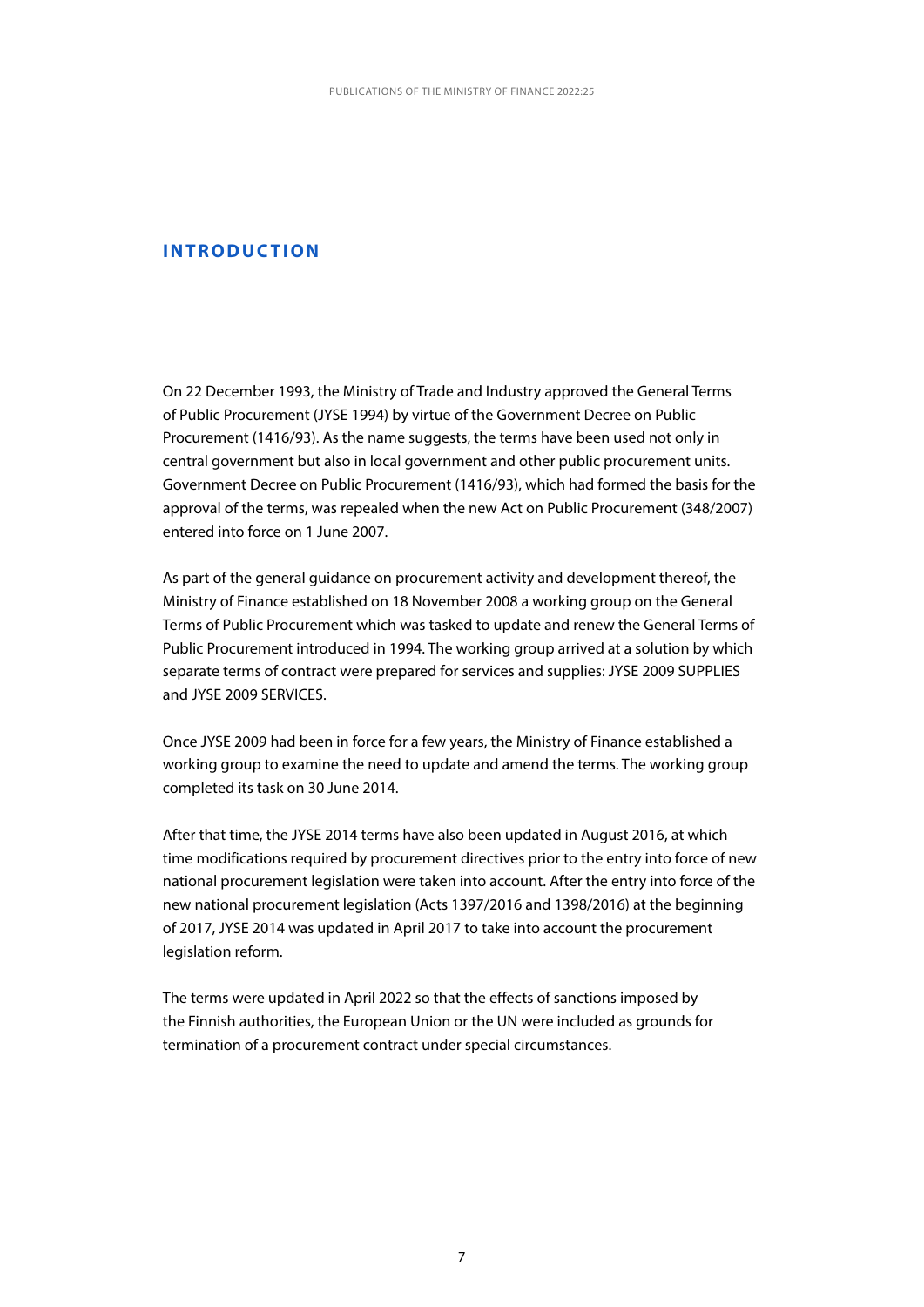# INTRODUCTION

On 22 December 1993, the Ministry of Trade and Industry approved the General Terms of Public Procurement (JYSE 1994) by virtue of the Government Decree on Public Procurement (1416/93). As the name suggests, the terms have been used not only in central government but also in local government and other public procurement units. Government Decree on Public Procurement (1416/93), which had formed the basis for the approval of the terms, was repealed when the new Act on Public Procurement (348/2007) entered into force on 1 June 2007.

As part of the general guidance on procurement activity and development thereof, the Ministry of Finance established on 18 November 2008 a working group on the General Terms of Public Procurement which was tasked to update and renew the General Terms of Public Procurement introduced in 1994. The working group arrived at a solution by which separate terms of contract were prepared for services and supplies: JYSE 2009 SUPPLIES and JYSE 2009 SERVICES.

Once JYSE 2009 had been in force for a few years, the Ministry of Finance established a working group to examine the need to update and amend the terms. The working group completed its task on 30 June 2014.

After that time, the JYSE 2014 terms have also been updated in August 2016, at which time modifications required by procurement directives prior to the entry into force of new national procurement legislation were taken into account. After the entry into force of the new national procurement legislation (Acts 1397/2016 and 1398/2016) at the beginning of 2017, JYSE 2014 was updated in April 2017 to take into account the procurement legislation reform.

The terms were updated in April 2022 so that the effects of sanctions imposed by the Finnish authorities, the European Union or the UN were included as grounds for termination of a procurement contract under special circumstances.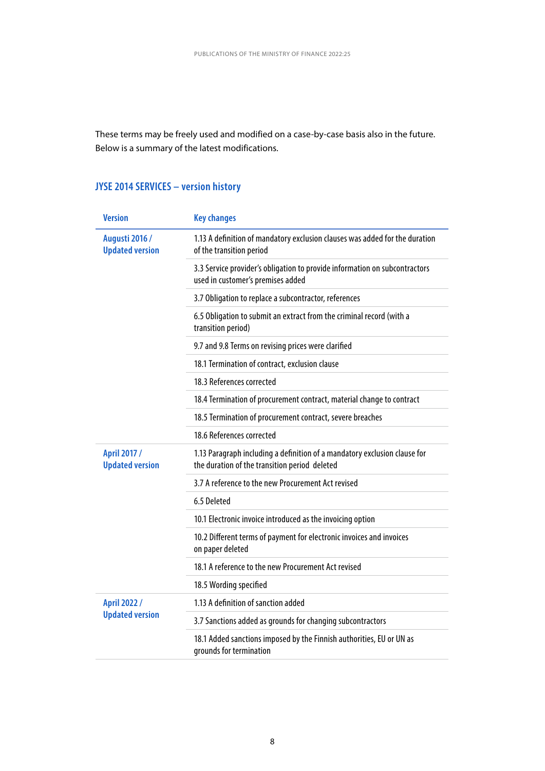These terms may be freely used and modified on a case-by-case basis also in the future. Below is a summary of the latest modifications.

## JYSE 2014 SERVICES – version history

| Version | Key changes |
|---|---|
| **Augusti 2016 / Updated version** | 1.13 A definition of mandatory exclusion clauses was added for the duration of the transition period |
| | 3.3 Service provider's obligation to provide information on subcontractors used in customer's premises added |
| | 3.7 Obligation to replace a subcontractor, references |
| | 6.5 Obligation to submit an extract from the criminal record (with a transition period) |
| | 9.7 and 9.8 Terms on revising prices were clarified |
| | 18.1 Termination of contract, exclusion clause |
| | 18.3 References corrected |
| | 18.4 Termination of procurement contract, material change to contract |
| | 18.5 Termination of procurement contract, severe breaches |
| | 18.6 References corrected |
| **April 2017 / Updated version** | 1.13 Paragraph including a definition of a mandatory exclusion clause for the duration of the transition period deleted |
| | 3.7 A reference to the new Procurement Act revised |
| | 6.5 Deleted |
| | 10.1 Electronic invoice introduced as the invoicing option |
| | 10.2 Different terms of payment for electronic invoices and invoices on paper deleted |
| | 18.1 A reference to the new Procurement Act revised |
| | 18.5 Wording specified |
| **April 2022 / Updated version** | 1.13 A definition of sanction added |
| | 3.7 Sanctions added as grounds for changing subcontractors |
| | 18.1 Added sanctions imposed by the Finnish authorities, EU or UN as grounds for termination |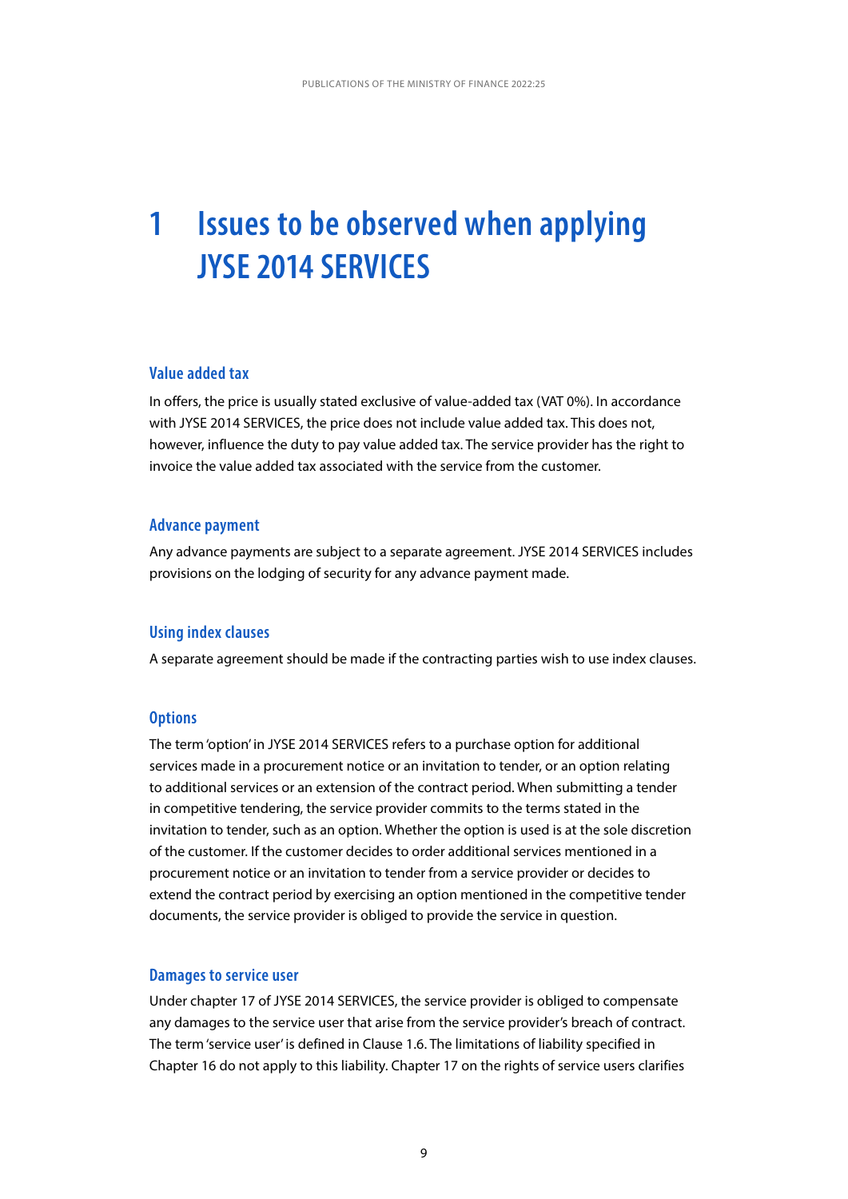# 1 Issues to be observed when applying JYSE 2014 SERVICES

## Value added tax

In offers, the price is usually stated exclusive of value-added tax (VAT 0%). In accordance with JYSE 2014 SERVICES, the price does not include value added tax. This does not, however, influence the duty to pay value added tax. The service provider has the right to invoice the value added tax associated with the service from the customer.

## Advance payment

Any advance payments are subject to a separate agreement. JYSE 2014 SERVICES includes provisions on the lodging of security for any advance payment made.

## Using index clauses

A separate agreement should be made if the contracting parties wish to use index clauses.

## Options

The term 'option' in JYSE 2014 SERVICES refers to a purchase option for additional services made in a procurement notice or an invitation to tender, or an option relating to additional services or an extension of the contract period. When submitting a tender in competitive tendering, the service provider commits to the terms stated in the invitation to tender, such as an option. Whether the option is used is at the sole discretion of the customer. If the customer decides to order additional services mentioned in a procurement notice or an invitation to tender from a service provider or decides to extend the contract period by exercising an option mentioned in the competitive tender documents, the service provider is obliged to provide the service in question.

## Damages to service user

Under chapter 17 of JYSE 2014 SERVICES, the service provider is obliged to compensate any damages to the service user that arise from the service provider's breach of contract. The term 'service user' is defined in Clause 1.6. The limitations of liability specified in Chapter 16 do not apply to this liability. Chapter 17 on the rights of service users clarifies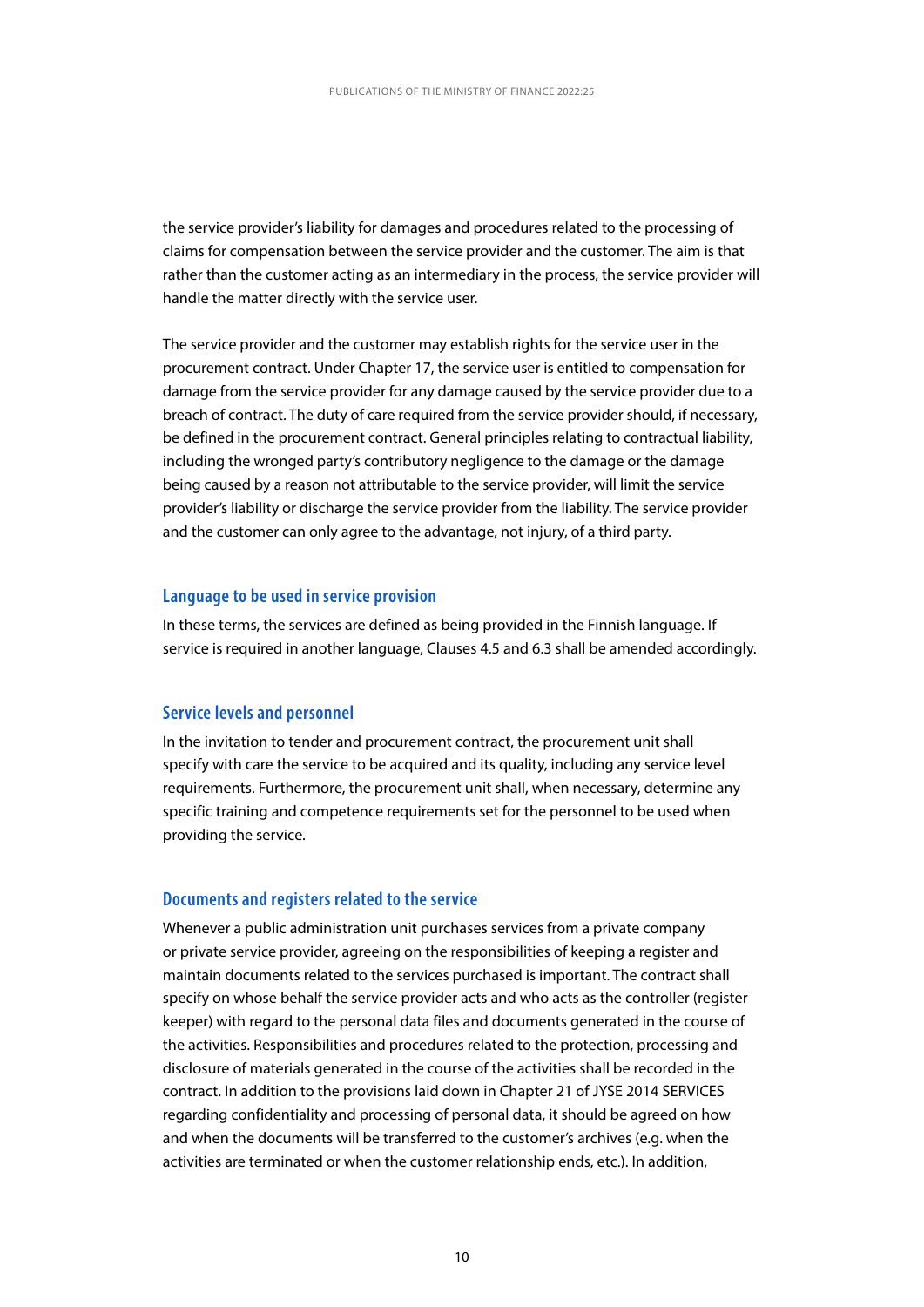the service provider's liability for damages and procedures related to the processing of claims for compensation between the service provider and the customer. The aim is that rather than the customer acting as an intermediary in the process, the service provider will handle the matter directly with the service user.

The service provider and the customer may establish rights for the service user in the procurement contract. Under Chapter 17, the service user is entitled to compensation for damage from the service provider for any damage caused by the service provider due to a breach of contract. The duty of care required from the service provider should, if necessary, be defined in the procurement contract. General principles relating to contractual liability, including the wronged party's contributory negligence to the damage or the damage being caused by a reason not attributable to the service provider, will limit the service provider's liability or discharge the service provider from the liability. The service provider and the customer can only agree to the advantage, not injury, of a third party.

### Language to be used in service provision

In these terms, the services are defined as being provided in the Finnish language. If service is required in another language, Clauses 4.5 and 6.3 shall be amended accordingly.

### Service levels and personnel

In the invitation to tender and procurement contract, the procurement unit shall specify with care the service to be acquired and its quality, including any service level requirements. Furthermore, the procurement unit shall, when necessary, determine any specific training and competence requirements set for the personnel to be used when providing the service.

### Documents and registers related to the service

Whenever a public administration unit purchases services from a private company or private service provider, agreeing on the responsibilities of keeping a register and maintain documents related to the services purchased is important. The contract shall specify on whose behalf the service provider acts and who acts as the controller (register keeper) with regard to the personal data files and documents generated in the course of the activities. Responsibilities and procedures related to the protection, processing and disclosure of materials generated in the course of the activities shall be recorded in the contract. In addition to the provisions laid down in Chapter 21 of JYSE 2014 SERVICES regarding confidentiality and processing of personal data, it should be agreed on how and when the documents will be transferred to the customer's archives (e.g. when the activities are terminated or when the customer relationship ends, etc.). In addition,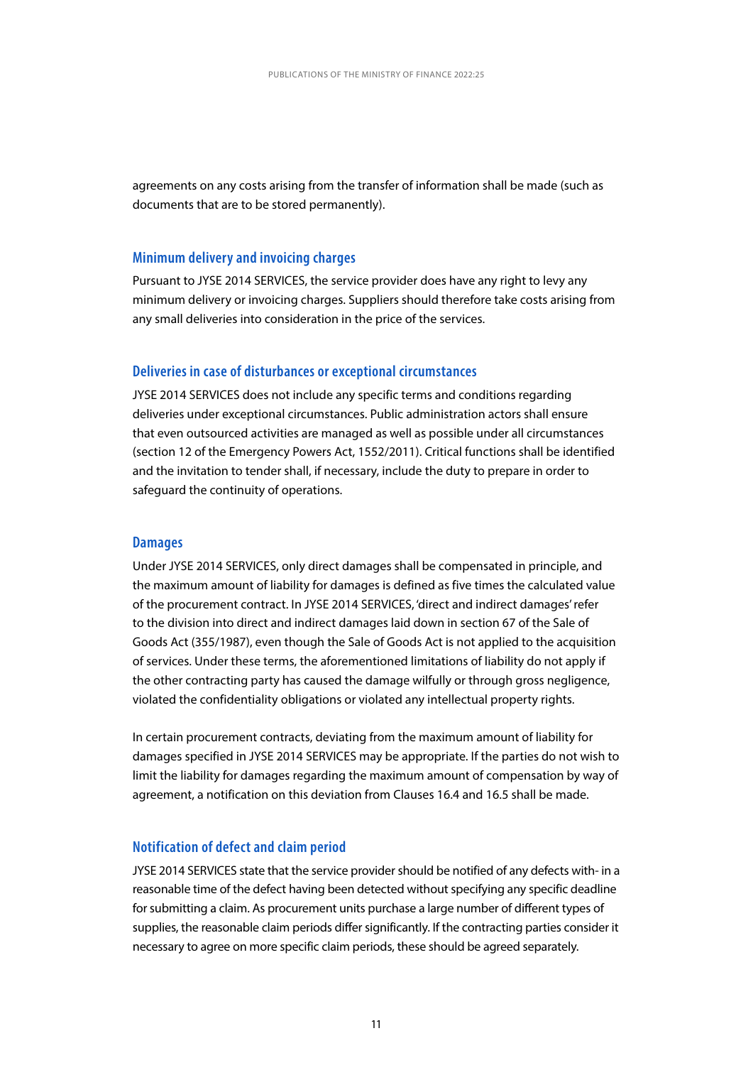agreements on any costs arising from the transfer of information shall be made (such as documents that are to be stored permanently).

### Minimum delivery and invoicing charges

Pursuant to JYSE 2014 SERVICES, the service provider does have any right to levy any minimum delivery or invoicing charges. Suppliers should therefore take costs arising from any small deliveries into consideration in the price of the services.

### Deliveries in case of disturbances or exceptional circumstances

JYSE 2014 SERVICES does not include any specific terms and conditions regarding deliveries under exceptional circumstances. Public administration actors shall ensure that even outsourced activities are managed as well as possible under all circumstances (section 12 of the Emergency Powers Act, 1552/2011). Critical functions shall be identified and the invitation to tender shall, if necessary, include the duty to prepare in order to safeguard the continuity of operations.

### Damages

Under JYSE 2014 SERVICES, only direct damages shall be compensated in principle, and the maximum amount of liability for damages is defined as five times the calculated value of the procurement contract. In JYSE 2014 SERVICES, 'direct and indirect damages' refer to the division into direct and indirect damages laid down in section 67 of the Sale of Goods Act (355/1987), even though the Sale of Goods Act is not applied to the acquisition of services. Under these terms, the aforementioned limitations of liability do not apply if the other contracting party has caused the damage wilfully or through gross negligence, violated the confidentiality obligations or violated any intellectual property rights.

In certain procurement contracts, deviating from the maximum amount of liability for damages specified in JYSE 2014 SERVICES may be appropriate. If the parties do not wish to limit the liability for damages regarding the maximum amount of compensation by way of agreement, a notification on this deviation from Clauses 16.4 and 16.5 shall be made.

### Notification of defect and claim period

JYSE 2014 SERVICES state that the service provider should be notified of any defects with- in a reasonable time of the defect having been detected without specifying any specific deadline for submitting a claim. As procurement units purchase a large number of different types of supplies, the reasonable claim periods differ significantly. If the contracting parties consider it necessary to agree on more specific claim periods, these should be agreed separately.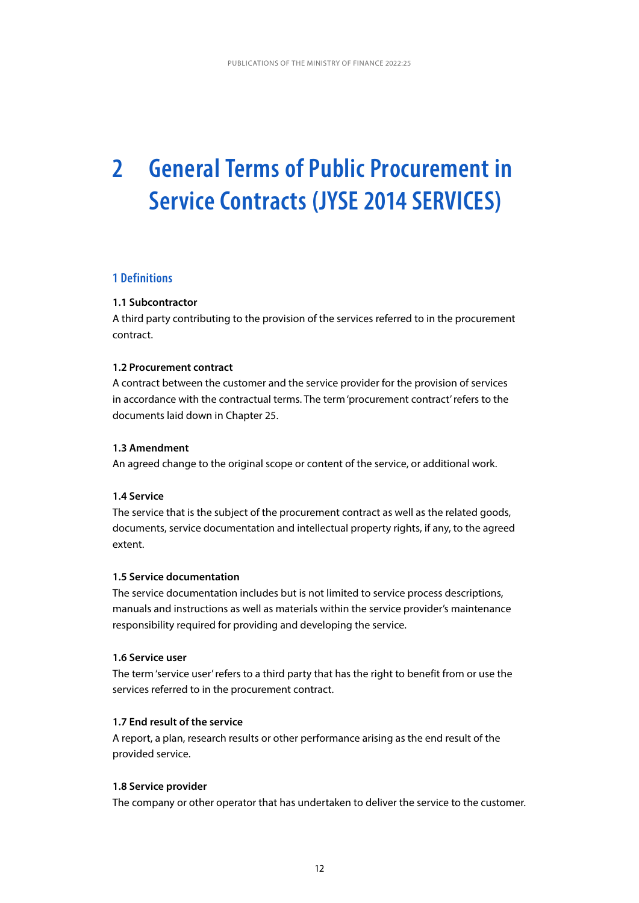# 2 General Terms of Public Procurement in Service Contracts (JYSE 2014 SERVICES)

## 1 Definitions

**1.1 Subcontractor**
A third party contributing to the provision of the services referred to in the procurement contract.

**1.2 Procurement contract**
A contract between the customer and the service provider for the provision of services in accordance with the contractual terms. The term 'procurement contract' refers to the documents laid down in Chapter 25.

**1.3 Amendment**
An agreed change to the original scope or content of the service, or additional work.

**1.4 Service**
The service that is the subject of the procurement contract as well as the related goods, documents, service documentation and intellectual property rights, if any, to the agreed extent.

**1.5 Service documentation**
The service documentation includes but is not limited to service process descriptions, manuals and instructions as well as materials within the service provider's maintenance responsibility required for providing and developing the service.

**1.6 Service user**
The term 'service user' refers to a third party that has the right to benefit from or use the services referred to in the procurement contract.

**1.7 End result of the service**
A report, a plan, research results or other performance arising as the end result of the provided service.

**1.8 Service provider**
The company or other operator that has undertaken to deliver the service to the customer.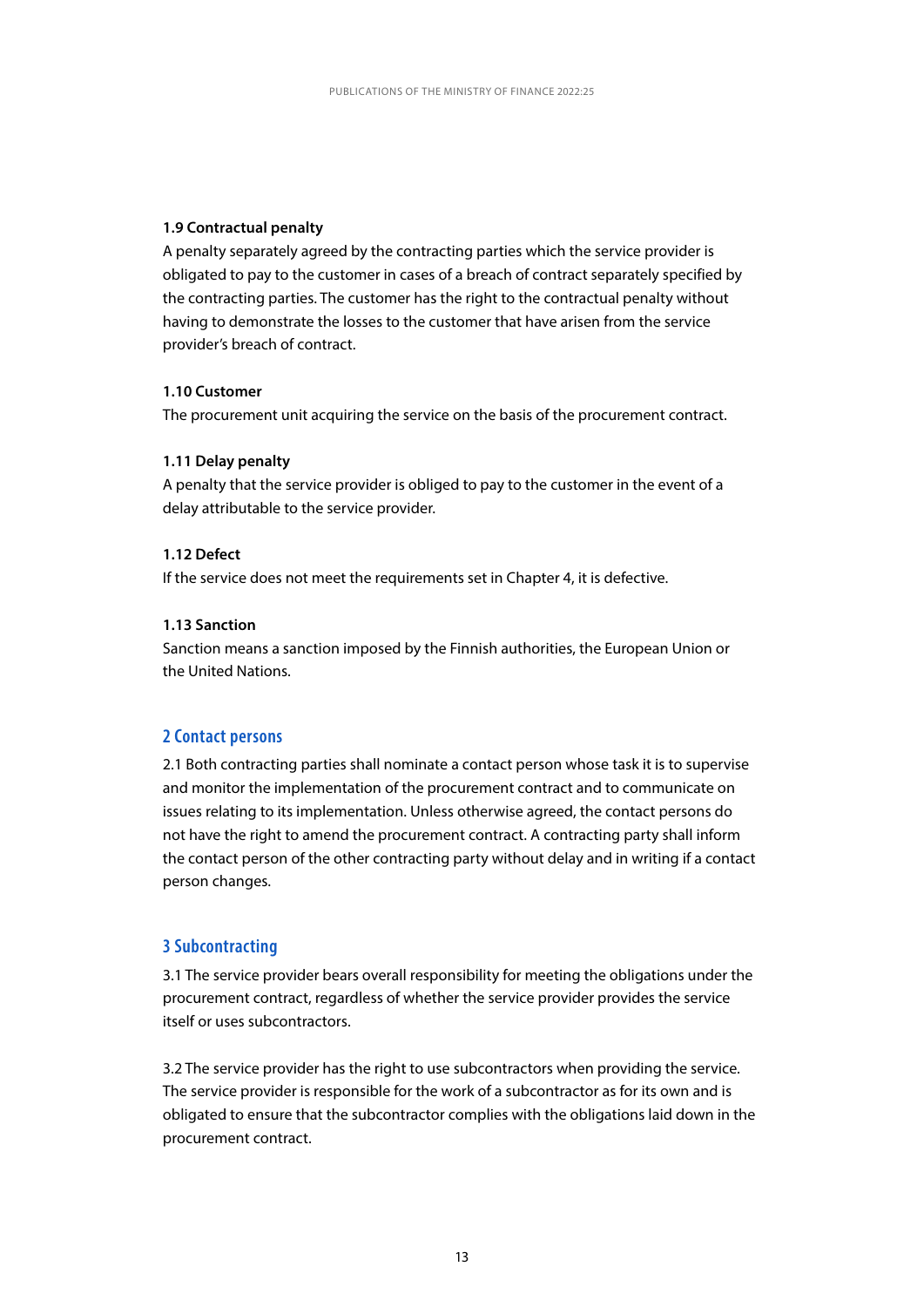#### 1.9 Contractual penalty

A penalty separately agreed by the contracting parties which the service provider is obligated to pay to the customer in cases of a breach of contract separately specified by the contracting parties. The customer has the right to the contractual penalty without having to demonstrate the losses to the customer that have arisen from the service provider's breach of contract.

#### 1.10 Customer

The procurement unit acquiring the service on the basis of the procurement contract.

#### 1.11 Delay penalty

A penalty that the service provider is obliged to pay to the customer in the event of a delay attributable to the service provider.

#### 1.12 Defect

If the service does not meet the requirements set in Chapter 4, it is defective.

#### 1.13 Sanction

Sanction means a sanction imposed by the Finnish authorities, the European Union or the United Nations.

## 2 Contact persons

2.1 Both contracting parties shall nominate a contact person whose task it is to supervise and monitor the implementation of the procurement contract and to communicate on issues relating to its implementation. Unless otherwise agreed, the contact persons do not have the right to amend the procurement contract. A contracting party shall inform the contact person of the other contracting party without delay and in writing if a contact person changes.

## 3 Subcontracting

3.1 The service provider bears overall responsibility for meeting the obligations under the procurement contract, regardless of whether the service provider provides the service itself or uses subcontractors.

3.2 The service provider has the right to use subcontractors when providing the service. The service provider is responsible for the work of a subcontractor as for its own and is obligated to ensure that the subcontractor complies with the obligations laid down in the procurement contract.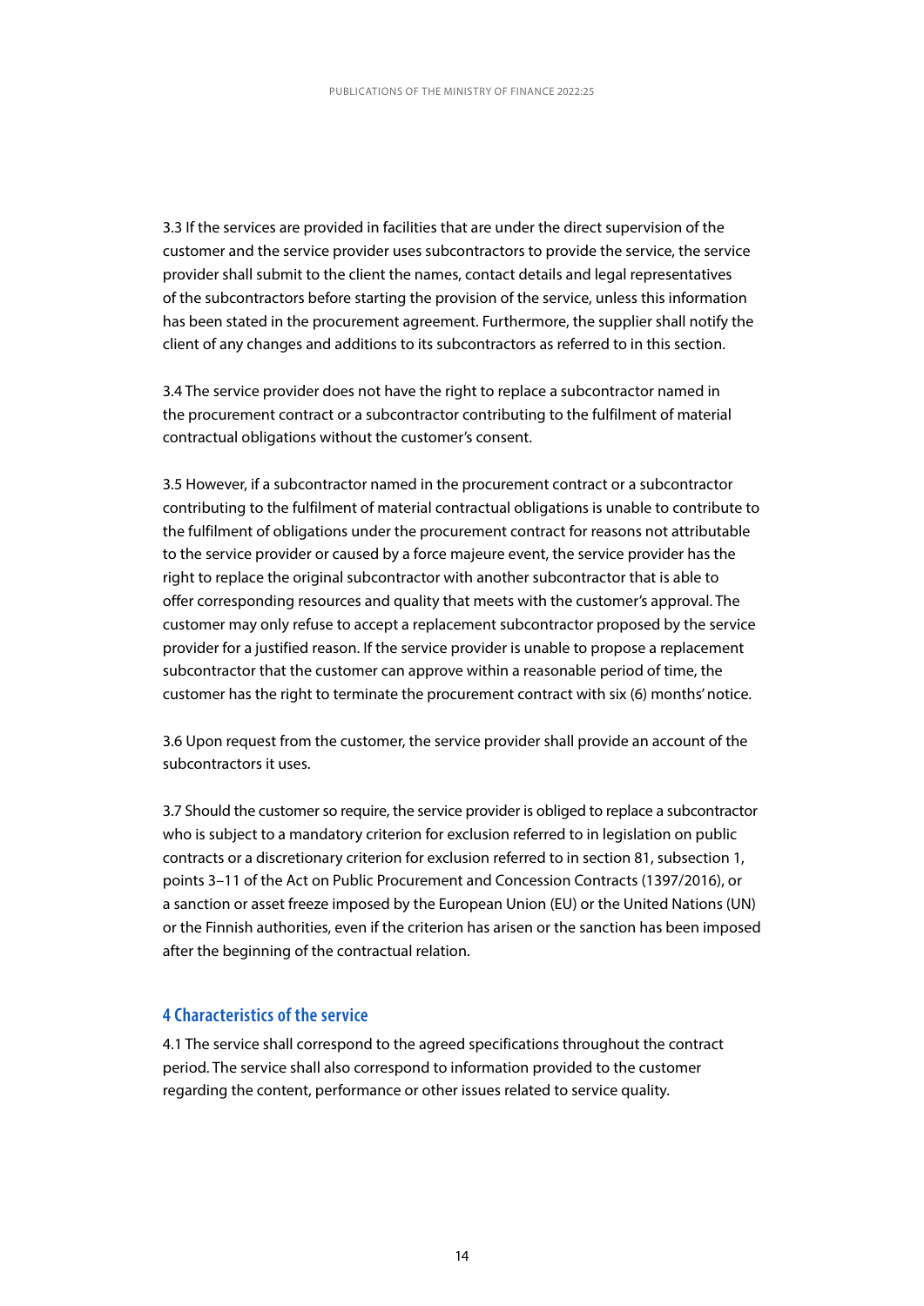3.3 If the services are provided in facilities that are under the direct supervision of the customer and the service provider uses subcontractors to provide the service, the service provider shall submit to the client the names, contact details and legal representatives of the subcontractors before starting the provision of the service, unless this information has been stated in the procurement agreement. Furthermore, the supplier shall notify the client of any changes and additions to its subcontractors as referred to in this section.

3.4 The service provider does not have the right to replace a subcontractor named in the procurement contract or a subcontractor contributing to the fulfilment of material contractual obligations without the customer's consent.

3.5 However, if a subcontractor named in the procurement contract or a subcontractor contributing to the fulfilment of material contractual obligations is unable to contribute to the fulfilment of obligations under the procurement contract for reasons not attributable to the service provider or caused by a force majeure event, the service provider has the right to replace the original subcontractor with another subcontractor that is able to offer corresponding resources and quality that meets with the customer's approval. The customer may only refuse to accept a replacement subcontractor proposed by the service provider for a justified reason. If the service provider is unable to propose a replacement subcontractor that the customer can approve within a reasonable period of time, the customer has the right to terminate the procurement contract with six (6) months' notice.

3.6 Upon request from the customer, the service provider shall provide an account of the subcontractors it uses.

3.7 Should the customer so require, the service provider is obliged to replace a subcontractor who is subject to a mandatory criterion for exclusion referred to in legislation on public contracts or a discretionary criterion for exclusion referred to in section 81, subsection 1, points 3–11 of the Act on Public Procurement and Concession Contracts (1397/2016), or a sanction or asset freeze imposed by the European Union (EU) or the United Nations (UN) or the Finnish authorities, even if the criterion has arisen or the sanction has been imposed after the beginning of the contractual relation.

## 4 Characteristics of the service

4.1 The service shall correspond to the agreed specifications throughout the contract period. The service shall also correspond to information provided to the customer regarding the content, performance or other issues related to service quality.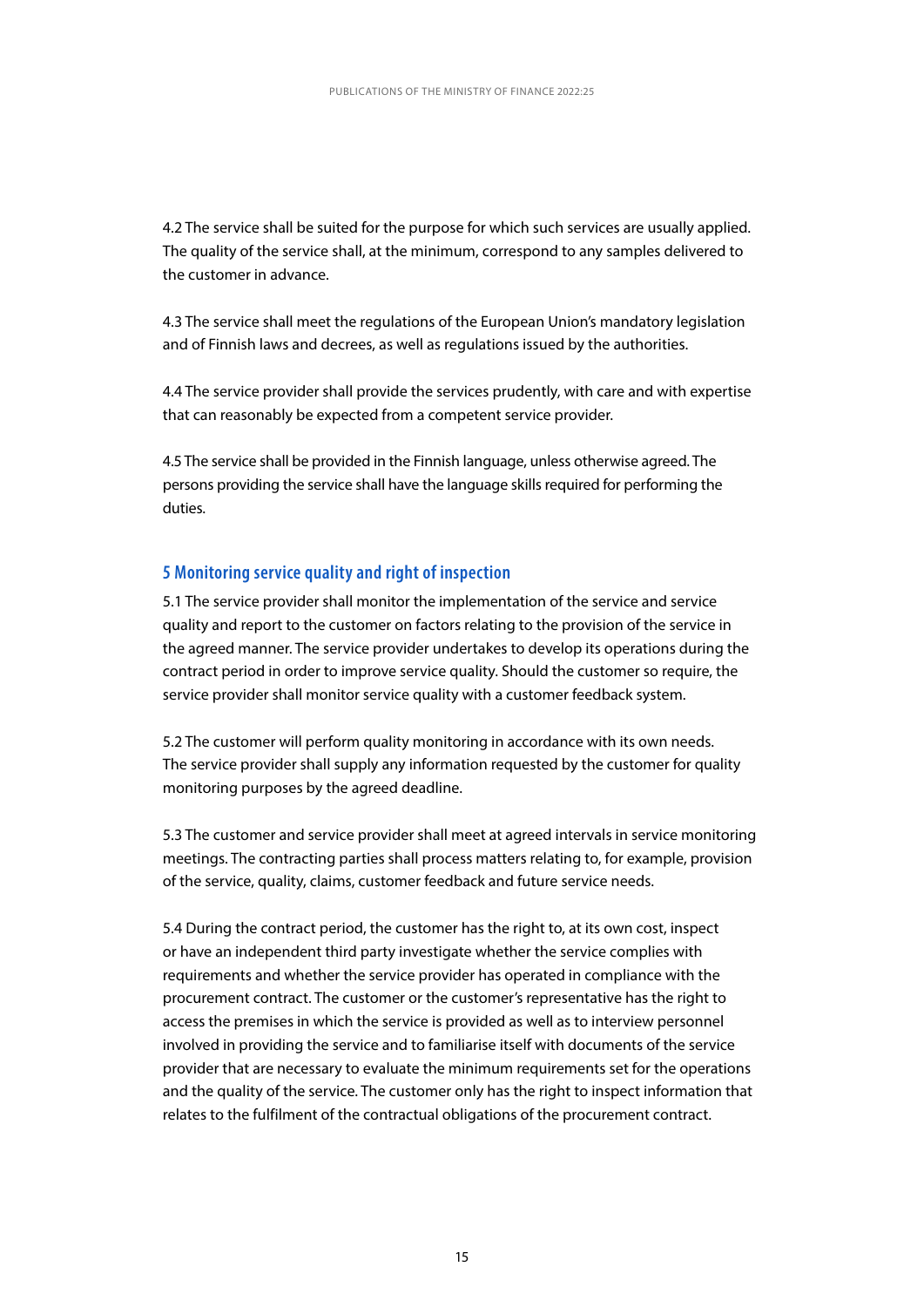4.2 The service shall be suited for the purpose for which such services are usually applied. The quality of the service shall, at the minimum, correspond to any samples delivered to the customer in advance.

4.3 The service shall meet the regulations of the European Union's mandatory legislation and of Finnish laws and decrees, as well as regulations issued by the authorities.

4.4 The service provider shall provide the services prudently, with care and with expertise that can reasonably be expected from a competent service provider.

4.5 The service shall be provided in the Finnish language, unless otherwise agreed. The persons providing the service shall have the language skills required for performing the duties.

## 5 Monitoring service quality and right of inspection

5.1 The service provider shall monitor the implementation of the service and service quality and report to the customer on factors relating to the provision of the service in the agreed manner. The service provider undertakes to develop its operations during the contract period in order to improve service quality. Should the customer so require, the service provider shall monitor service quality with a customer feedback system.

5.2 The customer will perform quality monitoring in accordance with its own needs. The service provider shall supply any information requested by the customer for quality monitoring purposes by the agreed deadline.

5.3 The customer and service provider shall meet at agreed intervals in service monitoring meetings. The contracting parties shall process matters relating to, for example, provision of the service, quality, claims, customer feedback and future service needs.

5.4 During the contract period, the customer has the right to, at its own cost, inspect or have an independent third party investigate whether the service complies with requirements and whether the service provider has operated in compliance with the procurement contract. The customer or the customer's representative has the right to access the premises in which the service is provided as well as to interview personnel involved in providing the service and to familiarise itself with documents of the service provider that are necessary to evaluate the minimum requirements set for the operations and the quality of the service. The customer only has the right to inspect information that relates to the fulfilment of the contractual obligations of the procurement contract.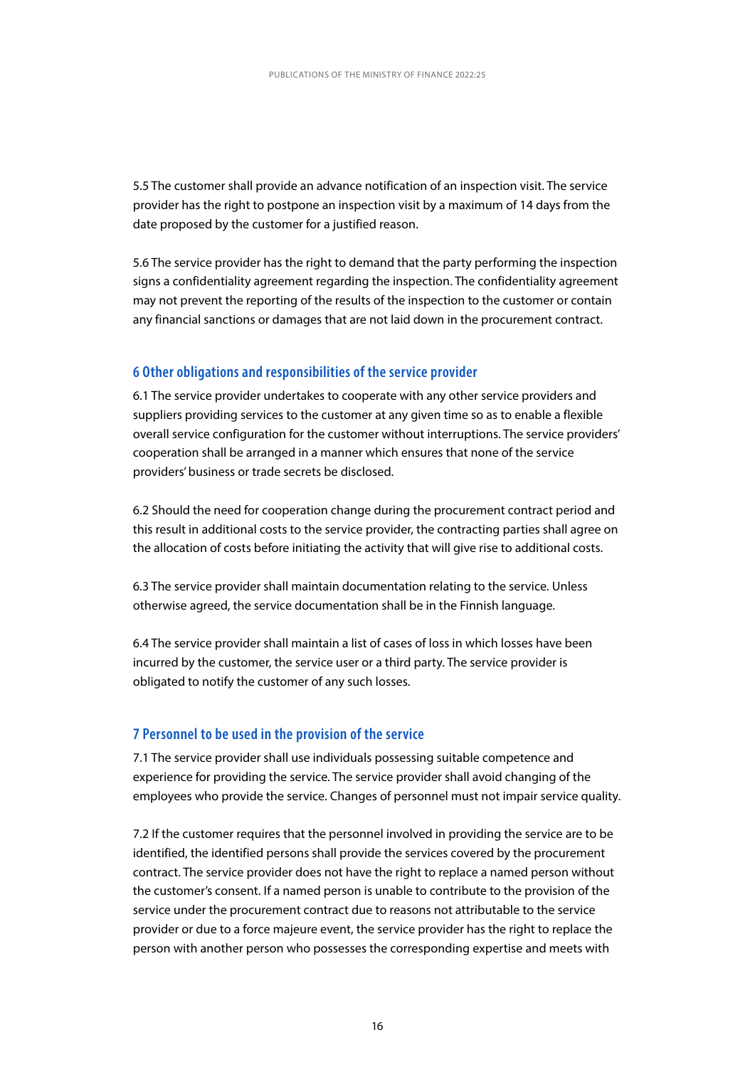5.5 The customer shall provide an advance notification of an inspection visit. The service provider has the right to postpone an inspection visit by a maximum of 14 days from the date proposed by the customer for a justified reason.

5.6 The service provider has the right to demand that the party performing the inspection signs a confidentiality agreement regarding the inspection. The confidentiality agreement may not prevent the reporting of the results of the inspection to the customer or contain any financial sanctions or damages that are not laid down in the procurement contract.

## 6 Other obligations and responsibilities of the service provider

6.1 The service provider undertakes to cooperate with any other service providers and suppliers providing services to the customer at any given time so as to enable a flexible overall service configuration for the customer without interruptions. The service providers' cooperation shall be arranged in a manner which ensures that none of the service providers' business or trade secrets be disclosed.

6.2 Should the need for cooperation change during the procurement contract period and this result in additional costs to the service provider, the contracting parties shall agree on the allocation of costs before initiating the activity that will give rise to additional costs.

6.3 The service provider shall maintain documentation relating to the service. Unless otherwise agreed, the service documentation shall be in the Finnish language.

6.4 The service provider shall maintain a list of cases of loss in which losses have been incurred by the customer, the service user or a third party. The service provider is obligated to notify the customer of any such losses.

## 7 Personnel to be used in the provision of the service

7.1 The service provider shall use individuals possessing suitable competence and experience for providing the service. The service provider shall avoid changing of the employees who provide the service. Changes of personnel must not impair service quality.

7.2 If the customer requires that the personnel involved in providing the service are to be identified, the identified persons shall provide the services covered by the procurement contract. The service provider does not have the right to replace a named person without the customer's consent. If a named person is unable to contribute to the provision of the service under the procurement contract due to reasons not attributable to the service provider or due to a force majeure event, the service provider has the right to replace the person with another person who possesses the corresponding expertise and meets with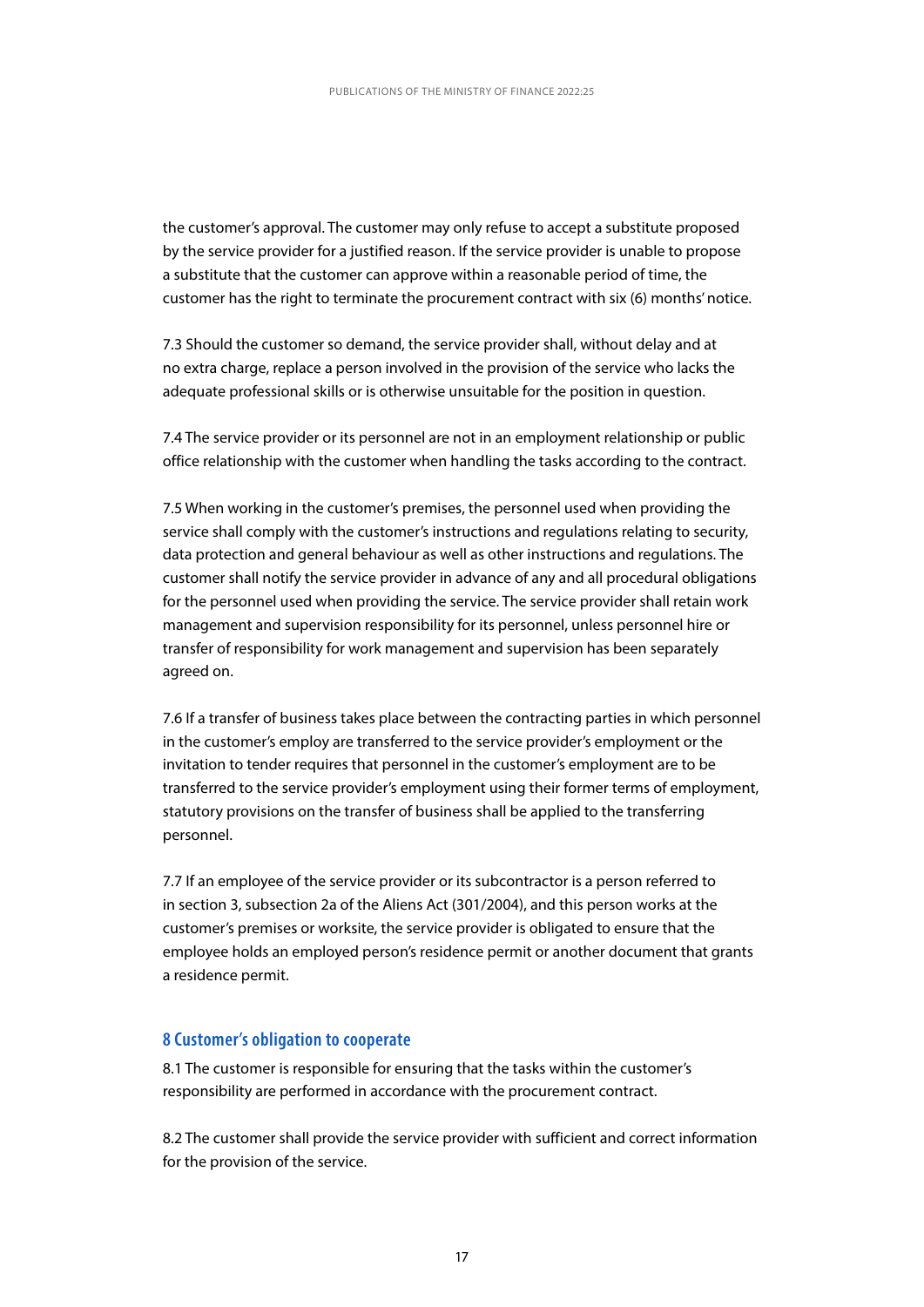the customer's approval. The customer may only refuse to accept a substitute proposed by the service provider for a justified reason. If the service provider is unable to propose a substitute that the customer can approve within a reasonable period of time, the customer has the right to terminate the procurement contract with six (6) months' notice.

7.3 Should the customer so demand, the service provider shall, without delay and at no extra charge, replace a person involved in the provision of the service who lacks the adequate professional skills or is otherwise unsuitable for the position in question.

7.4 The service provider or its personnel are not in an employment relationship or public office relationship with the customer when handling the tasks according to the contract.

7.5 When working in the customer's premises, the personnel used when providing the service shall comply with the customer's instructions and regulations relating to security, data protection and general behaviour as well as other instructions and regulations. The customer shall notify the service provider in advance of any and all procedural obligations for the personnel used when providing the service. The service provider shall retain work management and supervision responsibility for its personnel, unless personnel hire or transfer of responsibility for work management and supervision has been separately agreed on.

7.6 If a transfer of business takes place between the contracting parties in which personnel in the customer's employ are transferred to the service provider's employment or the invitation to tender requires that personnel in the customer's employment are to be transferred to the service provider's employment using their former terms of employment, statutory provisions on the transfer of business shall be applied to the transferring personnel.

7.7 If an employee of the service provider or its subcontractor is a person referred to in section 3, subsection 2a of the Aliens Act (301/2004), and this person works at the customer's premises or worksite, the service provider is obligated to ensure that the employee holds an employed person's residence permit or another document that grants a residence permit.

## 8 Customer's obligation to cooperate

8.1 The customer is responsible for ensuring that the tasks within the customer's responsibility are performed in accordance with the procurement contract.

8.2 The customer shall provide the service provider with sufficient and correct information for the provision of the service.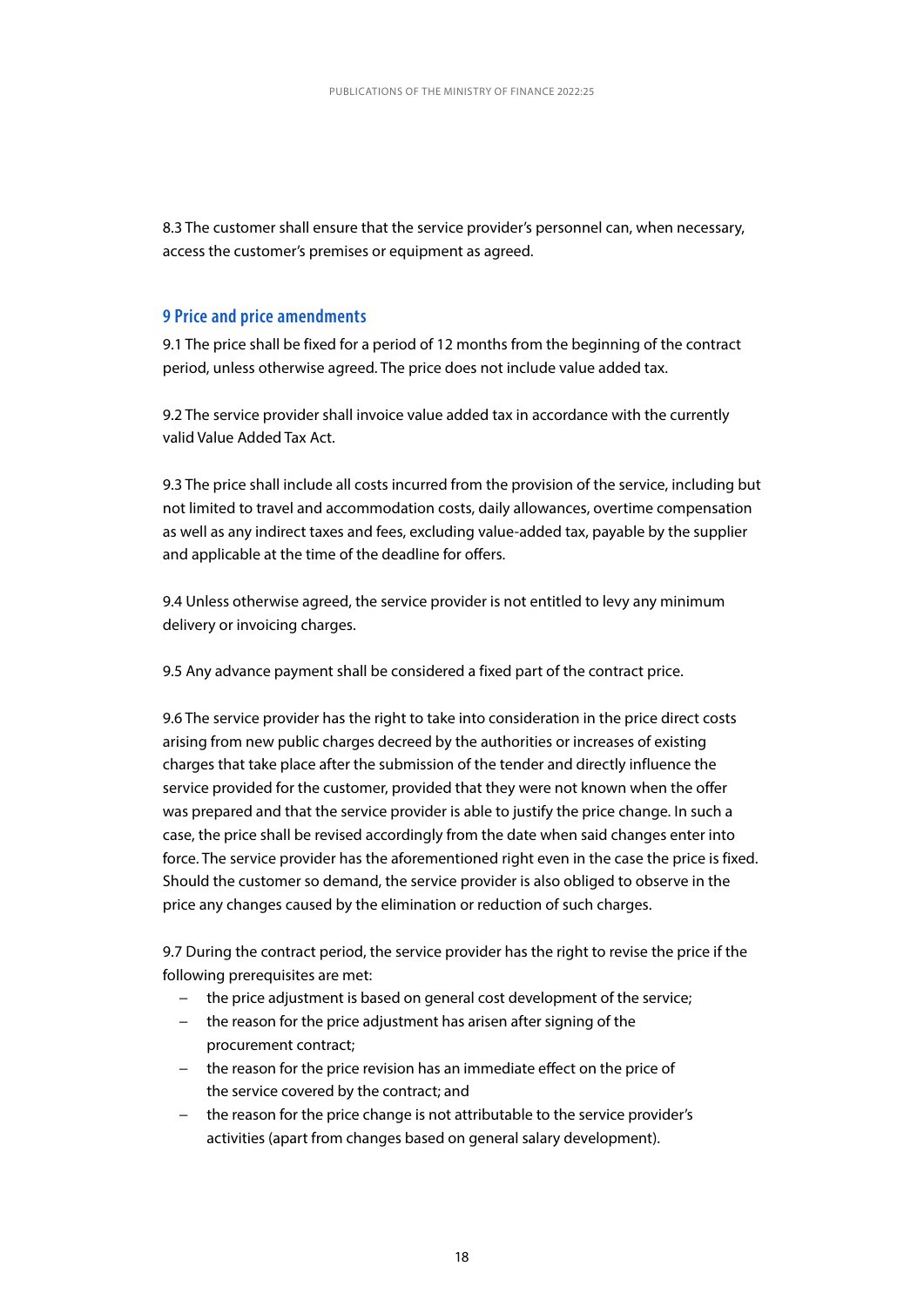8.3 The customer shall ensure that the service provider's personnel can, when necessary, access the customer's premises or equipment as agreed.

## 9 Price and price amendments

9.1 The price shall be fixed for a period of 12 months from the beginning of the contract period, unless otherwise agreed. The price does not include value added tax.

9.2 The service provider shall invoice value added tax in accordance with the currently valid Value Added Tax Act.

9.3 The price shall include all costs incurred from the provision of the service, including but not limited to travel and accommodation costs, daily allowances, overtime compensation as well as any indirect taxes and fees, excluding value-added tax, payable by the supplier and applicable at the time of the deadline for offers.

9.4 Unless otherwise agreed, the service provider is not entitled to levy any minimum delivery or invoicing charges.

9.5 Any advance payment shall be considered a fixed part of the contract price.

9.6 The service provider has the right to take into consideration in the price direct costs arising from new public charges decreed by the authorities or increases of existing charges that take place after the submission of the tender and directly influence the service provided for the customer, provided that they were not known when the offer was prepared and that the service provider is able to justify the price change. In such a case, the price shall be revised accordingly from the date when said changes enter into force. The service provider has the aforementioned right even in the case the price is fixed. Should the customer so demand, the service provider is also obliged to observe in the price any changes caused by the elimination or reduction of such charges.

9.7 During the contract period, the service provider has the right to revise the price if the following prerequisites are met:

- the price adjustment is based on general cost development of the service;
- the reason for the price adjustment has arisen after signing of the procurement contract;
- the reason for the price revision has an immediate effect on the price of the service covered by the contract; and
- the reason for the price change is not attributable to the service provider's activities (apart from changes based on general salary development).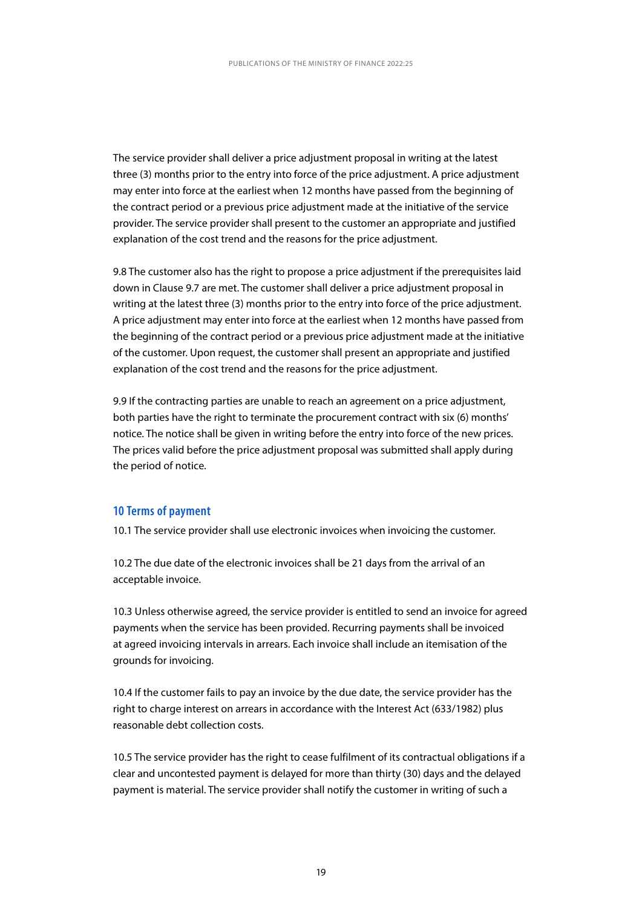The service provider shall deliver a price adjustment proposal in writing at the latest three (3) months prior to the entry into force of the price adjustment. A price adjustment may enter into force at the earliest when 12 months have passed from the beginning of the contract period or a previous price adjustment made at the initiative of the service provider. The service provider shall present to the customer an appropriate and justified explanation of the cost trend and the reasons for the price adjustment.

9.8 The customer also has the right to propose a price adjustment if the prerequisites laid down in Clause 9.7 are met. The customer shall deliver a price adjustment proposal in writing at the latest three (3) months prior to the entry into force of the price adjustment. A price adjustment may enter into force at the earliest when 12 months have passed from the beginning of the contract period or a previous price adjustment made at the initiative of the customer. Upon request, the customer shall present an appropriate and justified explanation of the cost trend and the reasons for the price adjustment.

9.9 If the contracting parties are unable to reach an agreement on a price adjustment, both parties have the right to terminate the procurement contract with six (6) months' notice. The notice shall be given in writing before the entry into force of the new prices. The prices valid before the price adjustment proposal was submitted shall apply during the period of notice.

## 10 Terms of payment

10.1 The service provider shall use electronic invoices when invoicing the customer.

10.2 The due date of the electronic invoices shall be 21 days from the arrival of an acceptable invoice.

10.3 Unless otherwise agreed, the service provider is entitled to send an invoice for agreed payments when the service has been provided. Recurring payments shall be invoiced at agreed invoicing intervals in arrears. Each invoice shall include an itemisation of the grounds for invoicing.

10.4 If the customer fails to pay an invoice by the due date, the service provider has the right to charge interest on arrears in accordance with the Interest Act (633/1982) plus reasonable debt collection costs.

10.5 The service provider has the right to cease fulfilment of its contractual obligations if a clear and uncontested payment is delayed for more than thirty (30) days and the delayed payment is material. The service provider shall notify the customer in writing of such a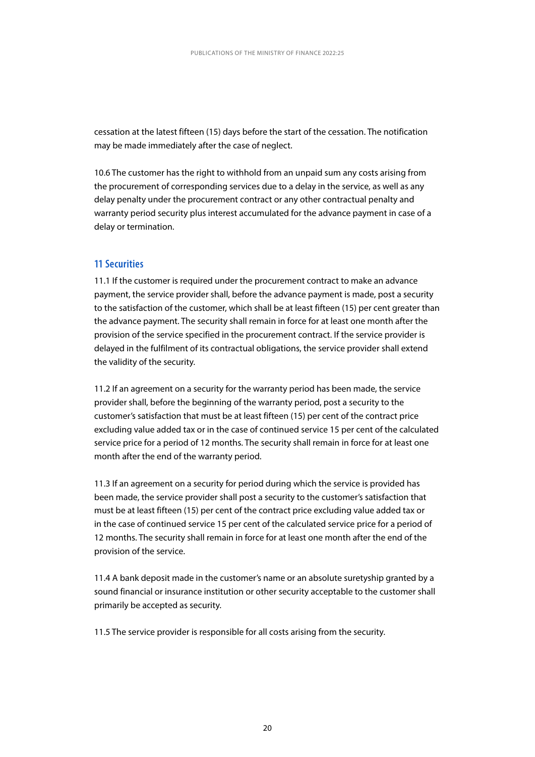cessation at the latest fifteen (15) days before the start of the cessation. The notification may be made immediately after the case of neglect.

10.6 The customer has the right to withhold from an unpaid sum any costs arising from the procurement of corresponding services due to a delay in the service, as well as any delay penalty under the procurement contract or any other contractual penalty and warranty period security plus interest accumulated for the advance payment in case of a delay or termination.

## 11 Securities

11.1 If the customer is required under the procurement contract to make an advance payment, the service provider shall, before the advance payment is made, post a security to the satisfaction of the customer, which shall be at least fifteen (15) per cent greater than the advance payment. The security shall remain in force for at least one month after the provision of the service specified in the procurement contract. If the service provider is delayed in the fulfilment of its contractual obligations, the service provider shall extend the validity of the security.

11.2 If an agreement on a security for the warranty period has been made, the service provider shall, before the beginning of the warranty period, post a security to the customer's satisfaction that must be at least fifteen (15) per cent of the contract price excluding value added tax or in the case of continued service 15 per cent of the calculated service price for a period of 12 months. The security shall remain in force for at least one month after the end of the warranty period.

11.3 If an agreement on a security for period during which the service is provided has been made, the service provider shall post a security to the customer's satisfaction that must be at least fifteen (15) per cent of the contract price excluding value added tax or in the case of continued service 15 per cent of the calculated service price for a period of 12 months. The security shall remain in force for at least one month after the end of the provision of the service.

11.4 A bank deposit made in the customer's name or an absolute suretyship granted by a sound financial or insurance institution or other security acceptable to the customer shall primarily be accepted as security.

11.5 The service provider is responsible for all costs arising from the security.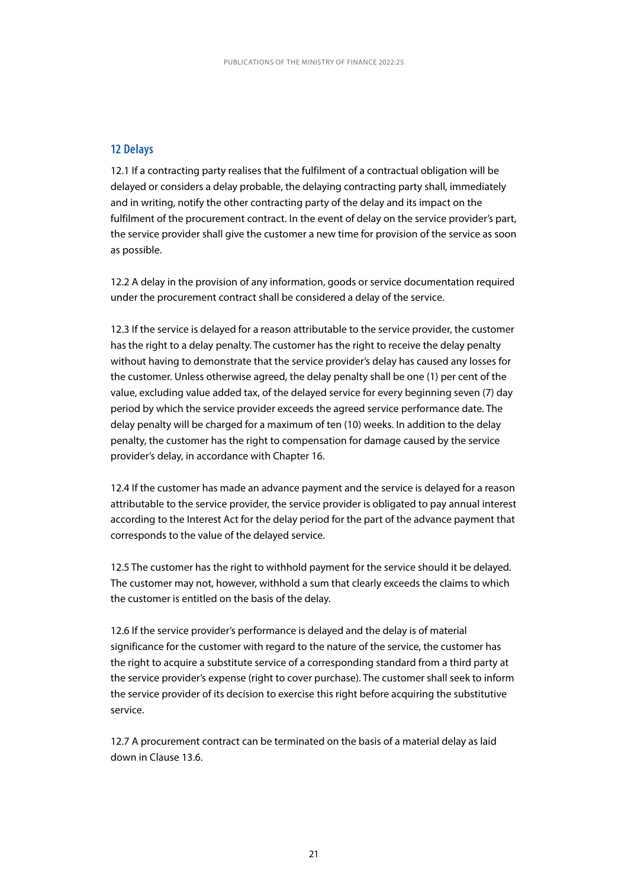## 12 Delays

12.1 If a contracting party realises that the fulfilment of a contractual obligation will be delayed or considers a delay probable, the delaying contracting party shall, immediately and in writing, notify the other contracting party of the delay and its impact on the fulfilment of the procurement contract. In the event of delay on the service provider's part, the service provider shall give the customer a new time for provision of the service as soon as possible.

12.2 A delay in the provision of any information, goods or service documentation required under the procurement contract shall be considered a delay of the service.

12.3 If the service is delayed for a reason attributable to the service provider, the customer has the right to a delay penalty. The customer has the right to receive the delay penalty without having to demonstrate that the service provider's delay has caused any losses for the customer. Unless otherwise agreed, the delay penalty shall be one (1) per cent of the value, excluding value added tax, of the delayed service for every beginning seven (7) day period by which the service provider exceeds the agreed service performance date. The delay penalty will be charged for a maximum of ten (10) weeks. In addition to the delay penalty, the customer has the right to compensation for damage caused by the service provider's delay, in accordance with Chapter 16.

12.4 If the customer has made an advance payment and the service is delayed for a reason attributable to the service provider, the service provider is obligated to pay annual interest according to the Interest Act for the delay period for the part of the advance payment that corresponds to the value of the delayed service.

12.5 The customer has the right to withhold payment for the service should it be delayed. The customer may not, however, withhold a sum that clearly exceeds the claims to which the customer is entitled on the basis of the delay.

12.6 If the service provider's performance is delayed and the delay is of material significance for the customer with regard to the nature of the service, the customer has the right to acquire a substitute service of a corresponding standard from a third party at the service provider's expense (right to cover purchase). The customer shall seek to inform the service provider of its decision to exercise this right before acquiring the substitutive service.

12.7 A procurement contract can be terminated on the basis of a material delay as laid down in Clause 13.6.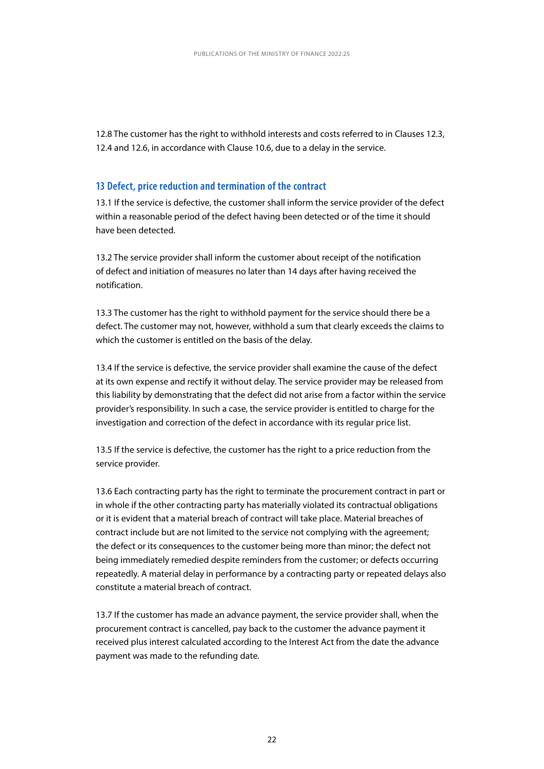12.8 The customer has the right to withhold interests and costs referred to in Clauses 12.3, 12.4 and 12.6, in accordance with Clause 10.6, due to a delay in the service.

## 13 Defect, price reduction and termination of the contract

13.1 If the service is defective, the customer shall inform the service provider of the defect within a reasonable period of the defect having been detected or of the time it should have been detected.

13.2 The service provider shall inform the customer about receipt of the notification of defect and initiation of measures no later than 14 days after having received the notification.

13.3 The customer has the right to withhold payment for the service should there be a defect. The customer may not, however, withhold a sum that clearly exceeds the claims to which the customer is entitled on the basis of the delay.

13.4 If the service is defective, the service provider shall examine the cause of the defect at its own expense and rectify it without delay. The service provider may be released from this liability by demonstrating that the defect did not arise from a factor within the service provider's responsibility. In such a case, the service provider is entitled to charge for the investigation and correction of the defect in accordance with its regular price list.

13.5 If the service is defective, the customer has the right to a price reduction from the service provider.

13.6 Each contracting party has the right to terminate the procurement contract in part or in whole if the other contracting party has materially violated its contractual obligations or it is evident that a material breach of contract will take place. Material breaches of contract include but are not limited to the service not complying with the agreement; the defect or its consequences to the customer being more than minor; the defect not being immediately remedied despite reminders from the customer; or defects occurring repeatedly. A material delay in performance by a contracting party or repeated delays also constitute a material breach of contract.

13.7 If the customer has made an advance payment, the service provider shall, when the procurement contract is cancelled, pay back to the customer the advance payment it received plus interest calculated according to the Interest Act from the date the advance payment was made to the refunding date.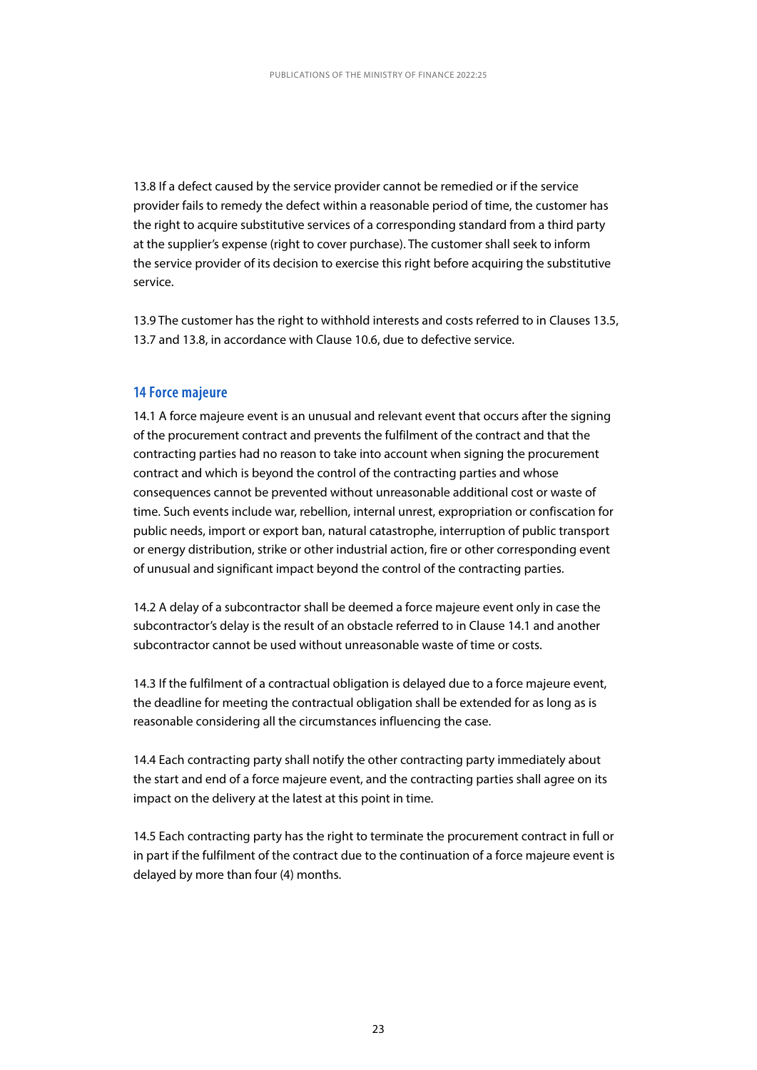13.8 If a defect caused by the service provider cannot be remedied or if the service provider fails to remedy the defect within a reasonable period of time, the customer has the right to acquire substitutive services of a corresponding standard from a third party at the supplier's expense (right to cover purchase). The customer shall seek to inform the service provider of its decision to exercise this right before acquiring the substitutive service.

13.9 The customer has the right to withhold interests and costs referred to in Clauses 13.5, 13.7 and 13.8, in accordance with Clause 10.6, due to defective service.

## 14 Force majeure

14.1 A force majeure event is an unusual and relevant event that occurs after the signing of the procurement contract and prevents the fulfilment of the contract and that the contracting parties had no reason to take into account when signing the procurement contract and which is beyond the control of the contracting parties and whose consequences cannot be prevented without unreasonable additional cost or waste of time. Such events include war, rebellion, internal unrest, expropriation or confiscation for public needs, import or export ban, natural catastrophe, interruption of public transport or energy distribution, strike or other industrial action, fire or other corresponding event of unusual and significant impact beyond the control of the contracting parties.

14.2 A delay of a subcontractor shall be deemed a force majeure event only in case the subcontractor's delay is the result of an obstacle referred to in Clause 14.1 and another subcontractor cannot be used without unreasonable waste of time or costs.

14.3 If the fulfilment of a contractual obligation is delayed due to a force majeure event, the deadline for meeting the contractual obligation shall be extended for as long as is reasonable considering all the circumstances influencing the case.

14.4 Each contracting party shall notify the other contracting party immediately about the start and end of a force majeure event, and the contracting parties shall agree on its impact on the delivery at the latest at this point in time.

14.5 Each contracting party has the right to terminate the procurement contract in full or in part if the fulfilment of the contract due to the continuation of a force majeure event is delayed by more than four (4) months.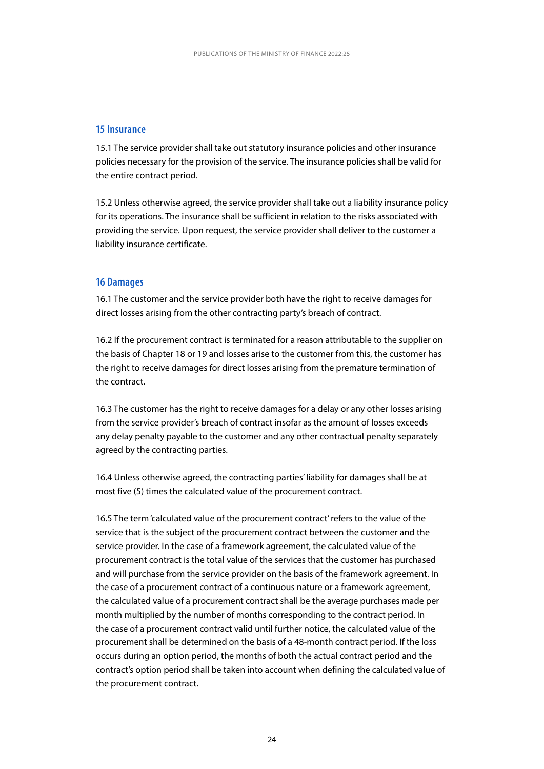## 15 Insurance

15.1 The service provider shall take out statutory insurance policies and other insurance policies necessary for the provision of the service. The insurance policies shall be valid for the entire contract period.

15.2 Unless otherwise agreed, the service provider shall take out a liability insurance policy for its operations. The insurance shall be sufficient in relation to the risks associated with providing the service. Upon request, the service provider shall deliver to the customer a liability insurance certificate.

## 16 Damages

16.1 The customer and the service provider both have the right to receive damages for direct losses arising from the other contracting party's breach of contract.

16.2 If the procurement contract is terminated for a reason attributable to the supplier on the basis of Chapter 18 or 19 and losses arise to the customer from this, the customer has the right to receive damages for direct losses arising from the premature termination of the contract.

16.3 The customer has the right to receive damages for a delay or any other losses arising from the service provider's breach of contract insofar as the amount of losses exceeds any delay penalty payable to the customer and any other contractual penalty separately agreed by the contracting parties.

16.4 Unless otherwise agreed, the contracting parties' liability for damages shall be at most five (5) times the calculated value of the procurement contract.

16.5 The term 'calculated value of the procurement contract' refers to the value of the service that is the subject of the procurement contract between the customer and the service provider. In the case of a framework agreement, the calculated value of the procurement contract is the total value of the services that the customer has purchased and will purchase from the service provider on the basis of the framework agreement. In the case of a procurement contract of a continuous nature or a framework agreement, the calculated value of a procurement contract shall be the average purchases made per month multiplied by the number of months corresponding to the contract period. In the case of a procurement contract valid until further notice, the calculated value of the procurement shall be determined on the basis of a 48-month contract period. If the loss occurs during an option period, the months of both the actual contract period and the contract's option period shall be taken into account when defining the calculated value of the procurement contract.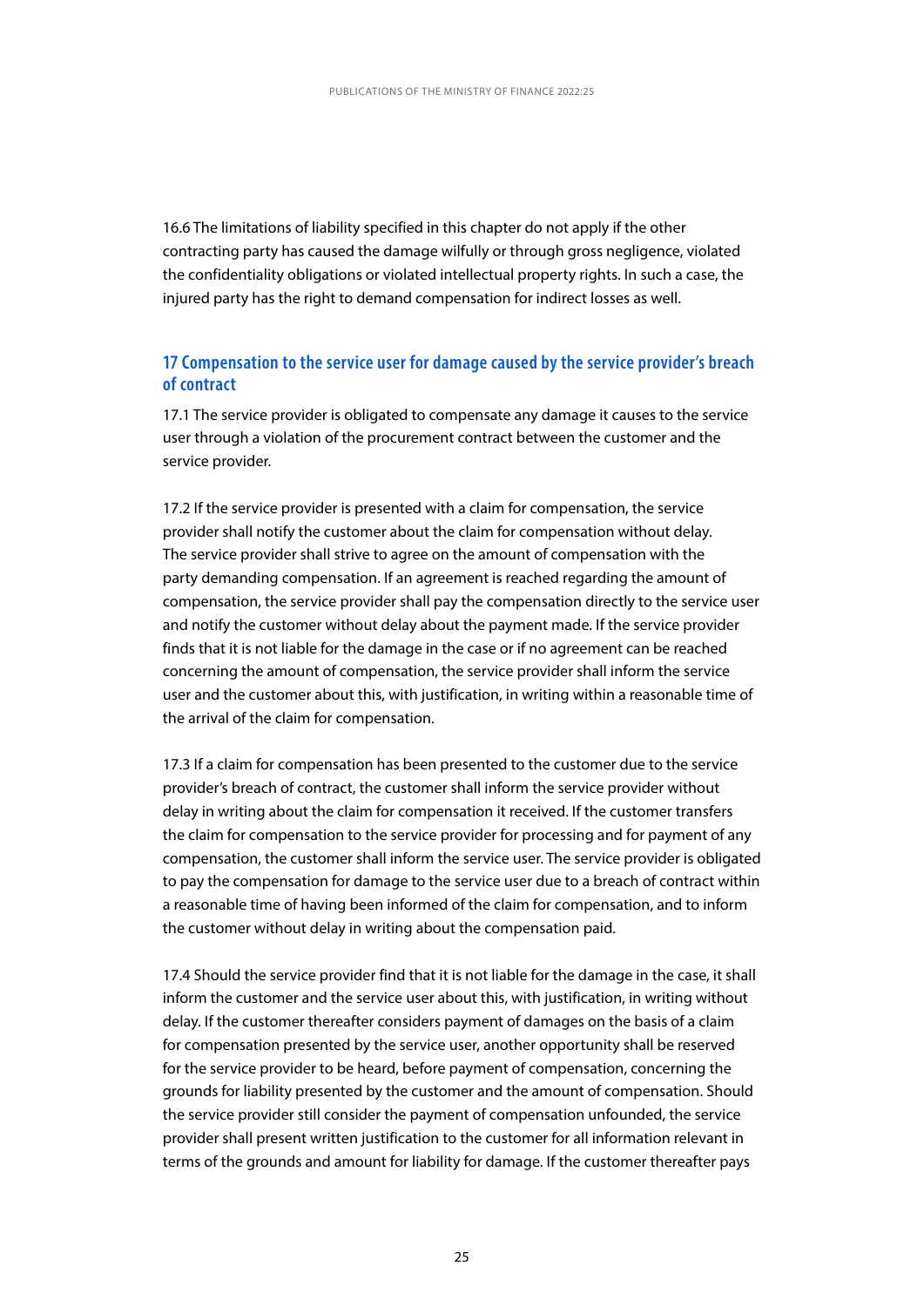16.6 The limitations of liability specified in this chapter do not apply if the other contracting party has caused the damage wilfully or through gross negligence, violated the confidentiality obligations or violated intellectual property rights. In such a case, the injured party has the right to demand compensation for indirect losses as well.

## 17 Compensation to the service user for damage caused by the service provider's breach of contract

17.1 The service provider is obligated to compensate any damage it causes to the service user through a violation of the procurement contract between the customer and the service provider.

17.2 If the service provider is presented with a claim for compensation, the service provider shall notify the customer about the claim for compensation without delay. The service provider shall strive to agree on the amount of compensation with the party demanding compensation. If an agreement is reached regarding the amount of compensation, the service provider shall pay the compensation directly to the service user and notify the customer without delay about the payment made. If the service provider finds that it is not liable for the damage in the case or if no agreement can be reached concerning the amount of compensation, the service provider shall inform the service user and the customer about this, with justification, in writing within a reasonable time of the arrival of the claim for compensation.

17.3 If a claim for compensation has been presented to the customer due to the service provider's breach of contract, the customer shall inform the service provider without delay in writing about the claim for compensation it received. If the customer transfers the claim for compensation to the service provider for processing and for payment of any compensation, the customer shall inform the service user. The service provider is obligated to pay the compensation for damage to the service user due to a breach of contract within a reasonable time of having been informed of the claim for compensation, and to inform the customer without delay in writing about the compensation paid.

17.4 Should the service provider find that it is not liable for the damage in the case, it shall inform the customer and the service user about this, with justification, in writing without delay. If the customer thereafter considers payment of damages on the basis of a claim for compensation presented by the service user, another opportunity shall be reserved for the service provider to be heard, before payment of compensation, concerning the grounds for liability presented by the customer and the amount of compensation. Should the service provider still consider the payment of compensation unfounded, the service provider shall present written justification to the customer for all information relevant in terms of the grounds and amount for liability for damage. If the customer thereafter pays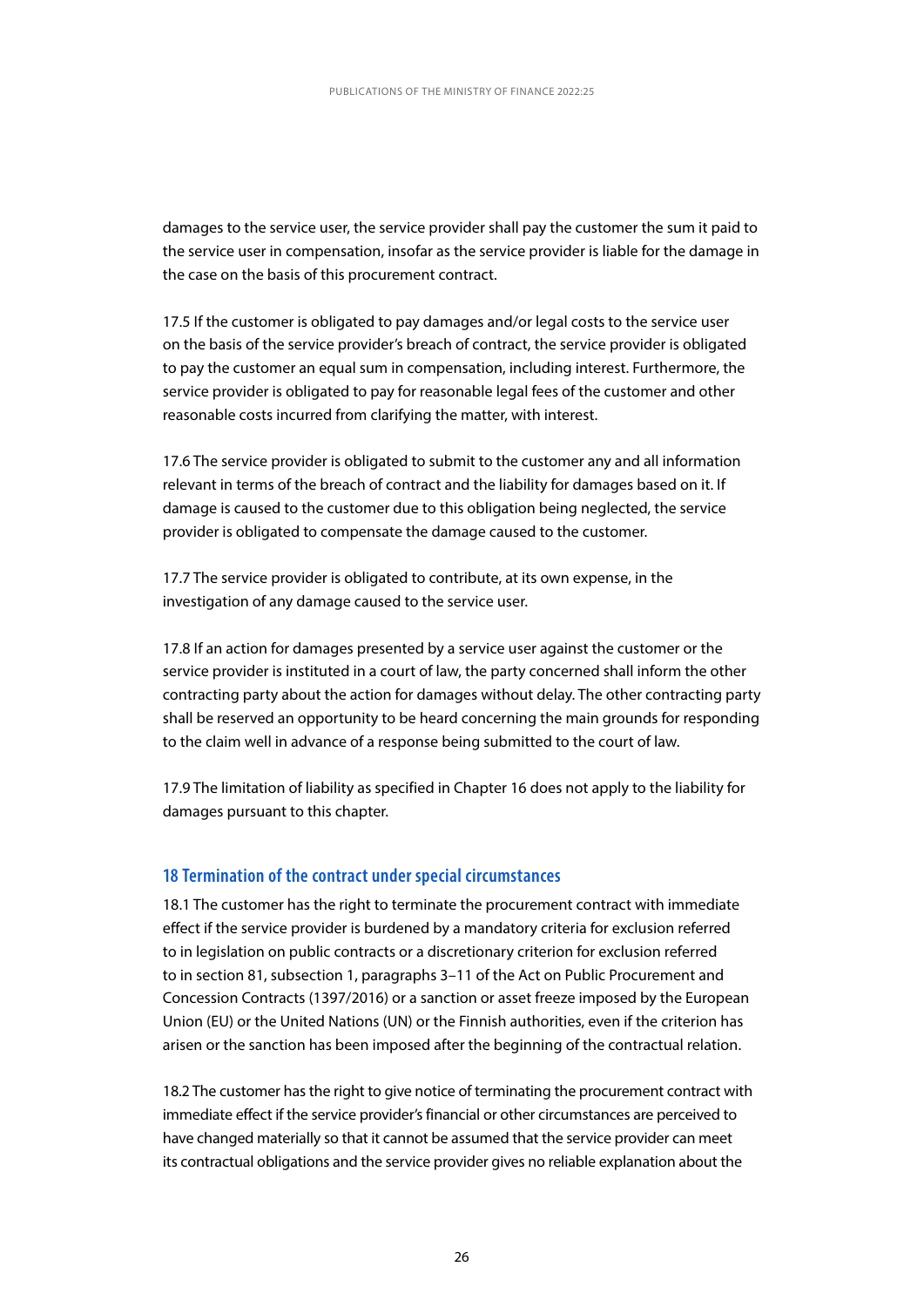damages to the service user, the service provider shall pay the customer the sum it paid to the service user in compensation, insofar as the service provider is liable for the damage in the case on the basis of this procurement contract.

17.5 If the customer is obligated to pay damages and/or legal costs to the service user on the basis of the service provider's breach of contract, the service provider is obligated to pay the customer an equal sum in compensation, including interest. Furthermore, the service provider is obligated to pay for reasonable legal fees of the customer and other reasonable costs incurred from clarifying the matter, with interest.

17.6 The service provider is obligated to submit to the customer any and all information relevant in terms of the breach of contract and the liability for damages based on it. If damage is caused to the customer due to this obligation being neglected, the service provider is obligated to compensate the damage caused to the customer.

17.7 The service provider is obligated to contribute, at its own expense, in the investigation of any damage caused to the service user.

17.8 If an action for damages presented by a service user against the customer or the service provider is instituted in a court of law, the party concerned shall inform the other contracting party about the action for damages without delay. The other contracting party shall be reserved an opportunity to be heard concerning the main grounds for responding to the claim well in advance of a response being submitted to the court of law.

17.9 The limitation of liability as specified in Chapter 16 does not apply to the liability for damages pursuant to this chapter.

## 18 Termination of the contract under special circumstances

18.1 The customer has the right to terminate the procurement contract with immediate effect if the service provider is burdened by a mandatory criteria for exclusion referred to in legislation on public contracts or a discretionary criterion for exclusion referred to in section 81, subsection 1, paragraphs 3–11 of the Act on Public Procurement and Concession Contracts (1397/2016) or a sanction or asset freeze imposed by the European Union (EU) or the United Nations (UN) or the Finnish authorities, even if the criterion has arisen or the sanction has been imposed after the beginning of the contractual relation.

18.2 The customer has the right to give notice of terminating the procurement contract with immediate effect if the service provider's financial or other circumstances are perceived to have changed materially so that it cannot be assumed that the service provider can meet its contractual obligations and the service provider gives no reliable explanation about the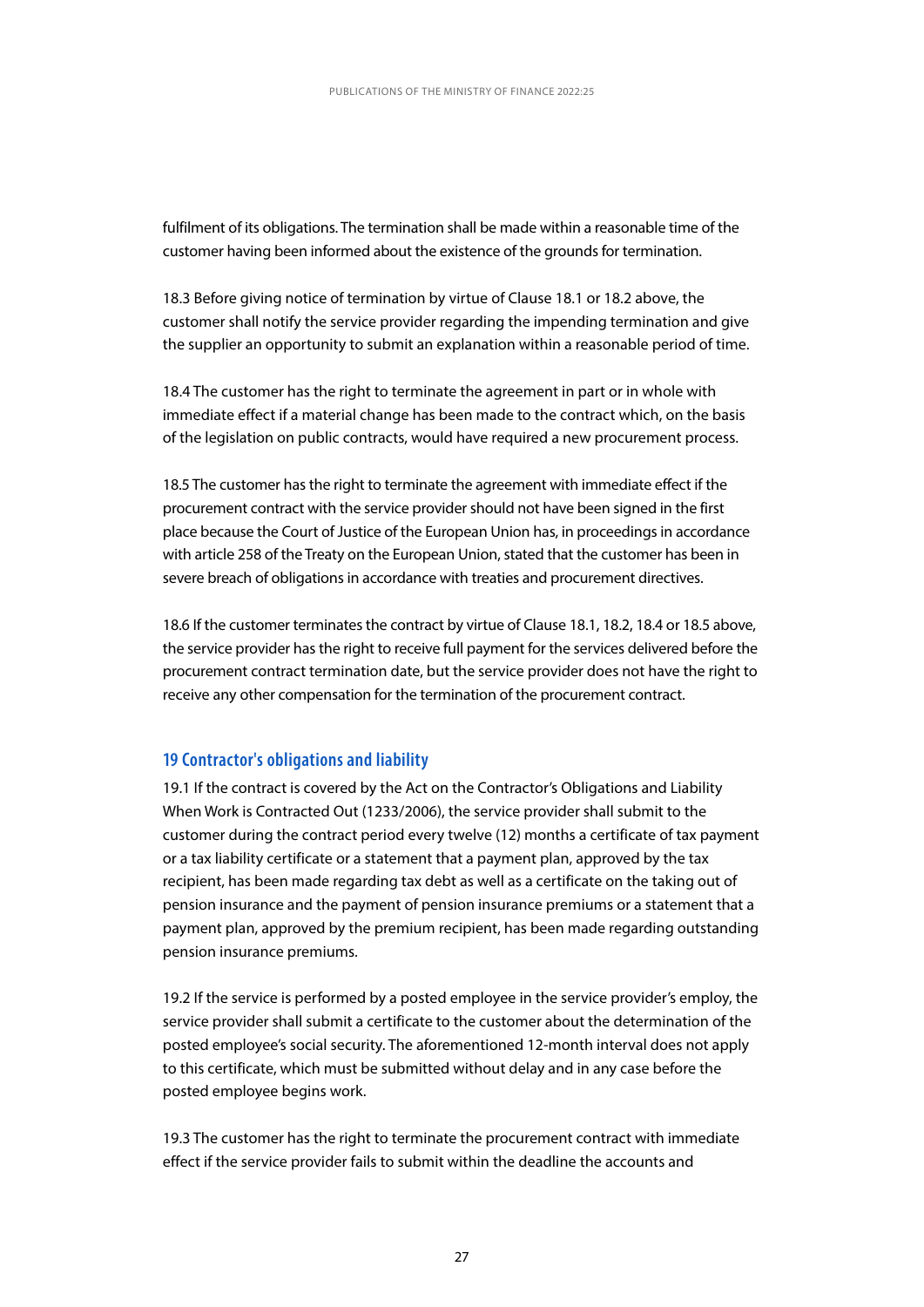fulfilment of its obligations. The termination shall be made within a reasonable time of the customer having been informed about the existence of the grounds for termination.

18.3 Before giving notice of termination by virtue of Clause 18.1 or 18.2 above, the customer shall notify the service provider regarding the impending termination and give the supplier an opportunity to submit an explanation within a reasonable period of time.

18.4 The customer has the right to terminate the agreement in part or in whole with immediate effect if a material change has been made to the contract which, on the basis of the legislation on public contracts, would have required a new procurement process.

18.5 The customer has the right to terminate the agreement with immediate effect if the procurement contract with the service provider should not have been signed in the first place because the Court of Justice of the European Union has, in proceedings in accordance with article 258 of the Treaty on the European Union, stated that the customer has been in severe breach of obligations in accordance with treaties and procurement directives.

18.6 If the customer terminates the contract by virtue of Clause 18.1, 18.2, 18.4 or 18.5 above, the service provider has the right to receive full payment for the services delivered before the procurement contract termination date, but the service provider does not have the right to receive any other compensation for the termination of the procurement contract.

## 19 Contractor's obligations and liability

19.1 If the contract is covered by the Act on the Contractor's Obligations and Liability When Work is Contracted Out (1233/2006), the service provider shall submit to the customer during the contract period every twelve (12) months a certificate of tax payment or a tax liability certificate or a statement that a payment plan, approved by the tax recipient, has been made regarding tax debt as well as a certificate on the taking out of pension insurance and the payment of pension insurance premiums or a statement that a payment plan, approved by the premium recipient, has been made regarding outstanding pension insurance premiums.

19.2 If the service is performed by a posted employee in the service provider's employ, the service provider shall submit a certificate to the customer about the determination of the posted employee's social security. The aforementioned 12-month interval does not apply to this certificate, which must be submitted without delay and in any case before the posted employee begins work.

19.3 The customer has the right to terminate the procurement contract with immediate effect if the service provider fails to submit within the deadline the accounts and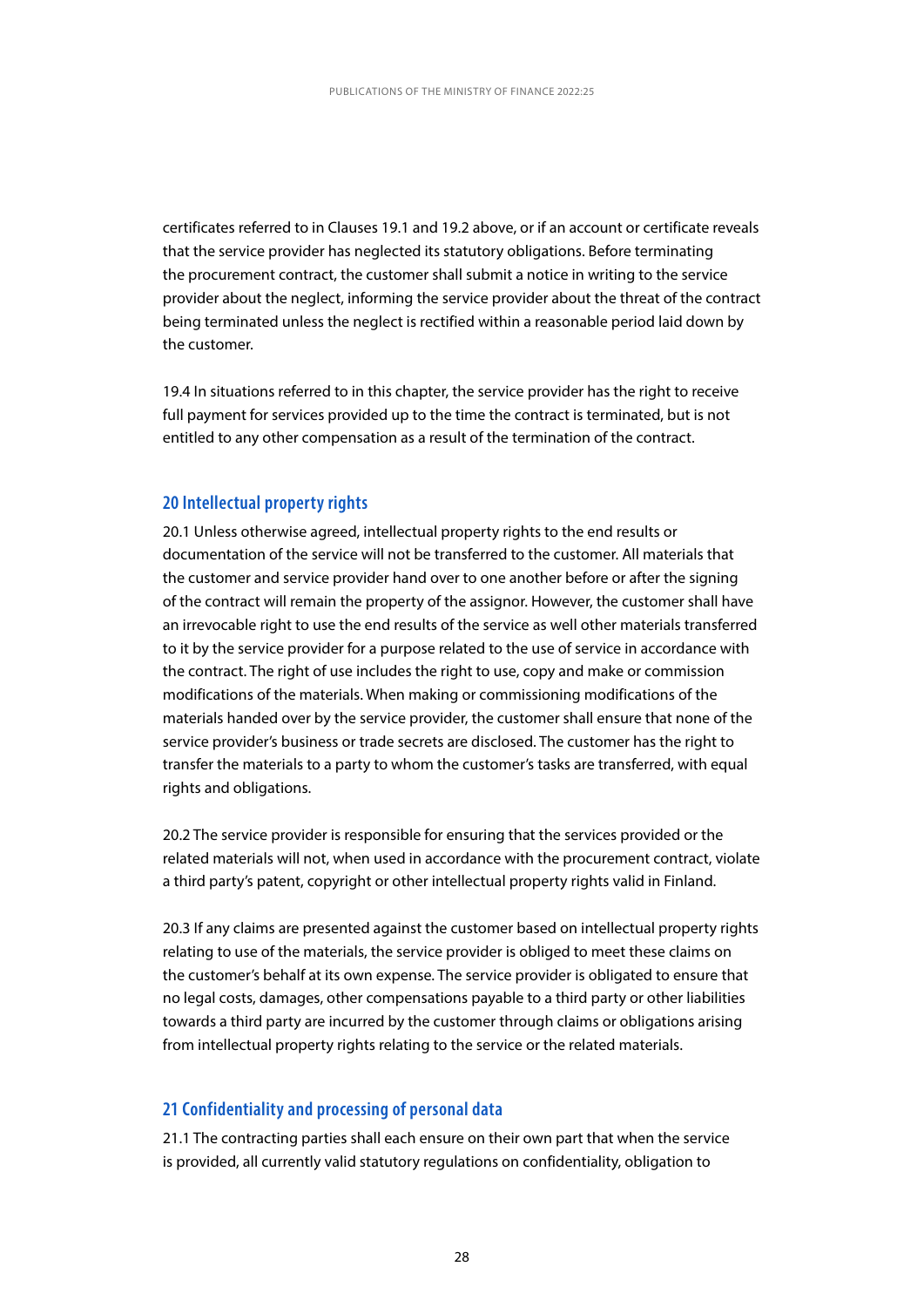certificates referred to in Clauses 19.1 and 19.2 above, or if an account or certificate reveals that the service provider has neglected its statutory obligations. Before terminating the procurement contract, the customer shall submit a notice in writing to the service provider about the neglect, informing the service provider about the threat of the contract being terminated unless the neglect is rectified within a reasonable period laid down by the customer.

19.4 In situations referred to in this chapter, the service provider has the right to receive full payment for services provided up to the time the contract is terminated, but is not entitled to any other compensation as a result of the termination of the contract.

## 20 Intellectual property rights

20.1 Unless otherwise agreed, intellectual property rights to the end results or documentation of the service will not be transferred to the customer. All materials that the customer and service provider hand over to one another before or after the signing of the contract will remain the property of the assignor. However, the customer shall have an irrevocable right to use the end results of the service as well other materials transferred to it by the service provider for a purpose related to the use of service in accordance with the contract. The right of use includes the right to use, copy and make or commission modifications of the materials. When making or commissioning modifications of the materials handed over by the service provider, the customer shall ensure that none of the service provider's business or trade secrets are disclosed. The customer has the right to transfer the materials to a party to whom the customer's tasks are transferred, with equal rights and obligations.

20.2 The service provider is responsible for ensuring that the services provided or the related materials will not, when used in accordance with the procurement contract, violate a third party's patent, copyright or other intellectual property rights valid in Finland.

20.3 If any claims are presented against the customer based on intellectual property rights relating to use of the materials, the service provider is obliged to meet these claims on the customer's behalf at its own expense. The service provider is obligated to ensure that no legal costs, damages, other compensations payable to a third party or other liabilities towards a third party are incurred by the customer through claims or obligations arising from intellectual property rights relating to the service or the related materials.

## 21 Confidentiality and processing of personal data

21.1 The contracting parties shall each ensure on their own part that when the service is provided, all currently valid statutory regulations on confidentiality, obligation to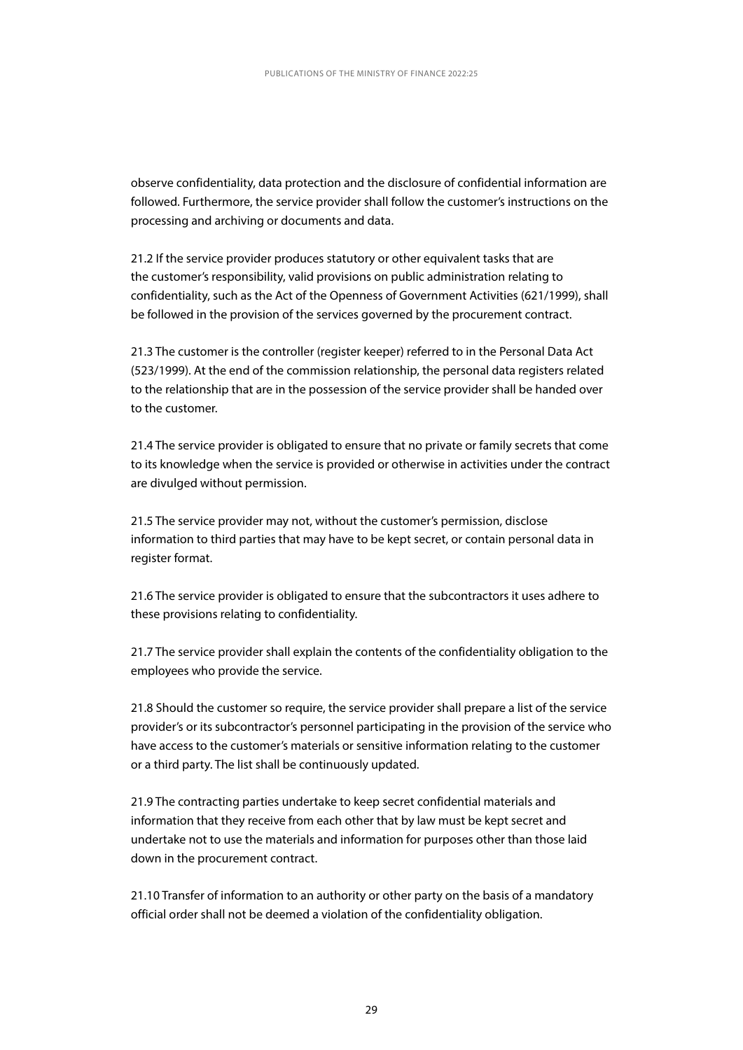observe confidentiality, data protection and the disclosure of confidential information are followed. Furthermore, the service provider shall follow the customer's instructions on the processing and archiving or documents and data.

21.2 If the service provider produces statutory or other equivalent tasks that are the customer's responsibility, valid provisions on public administration relating to confidentiality, such as the Act of the Openness of Government Activities (621/1999), shall be followed in the provision of the services governed by the procurement contract.

21.3 The customer is the controller (register keeper) referred to in the Personal Data Act (523/1999). At the end of the commission relationship, the personal data registers related to the relationship that are in the possession of the service provider shall be handed over to the customer.

21.4 The service provider is obligated to ensure that no private or family secrets that come to its knowledge when the service is provided or otherwise in activities under the contract are divulged without permission.

21.5 The service provider may not, without the customer's permission, disclose information to third parties that may have to be kept secret, or contain personal data in register format.

21.6 The service provider is obligated to ensure that the subcontractors it uses adhere to these provisions relating to confidentiality.

21.7 The service provider shall explain the contents of the confidentiality obligation to the employees who provide the service.

21.8 Should the customer so require, the service provider shall prepare a list of the service provider's or its subcontractor's personnel participating in the provision of the service who have access to the customer's materials or sensitive information relating to the customer or a third party. The list shall be continuously updated.

21.9 The contracting parties undertake to keep secret confidential materials and information that they receive from each other that by law must be kept secret and undertake not to use the materials and information for purposes other than those laid down in the procurement contract.

21.10 Transfer of information to an authority or other party on the basis of a mandatory official order shall not be deemed a violation of the confidentiality obligation.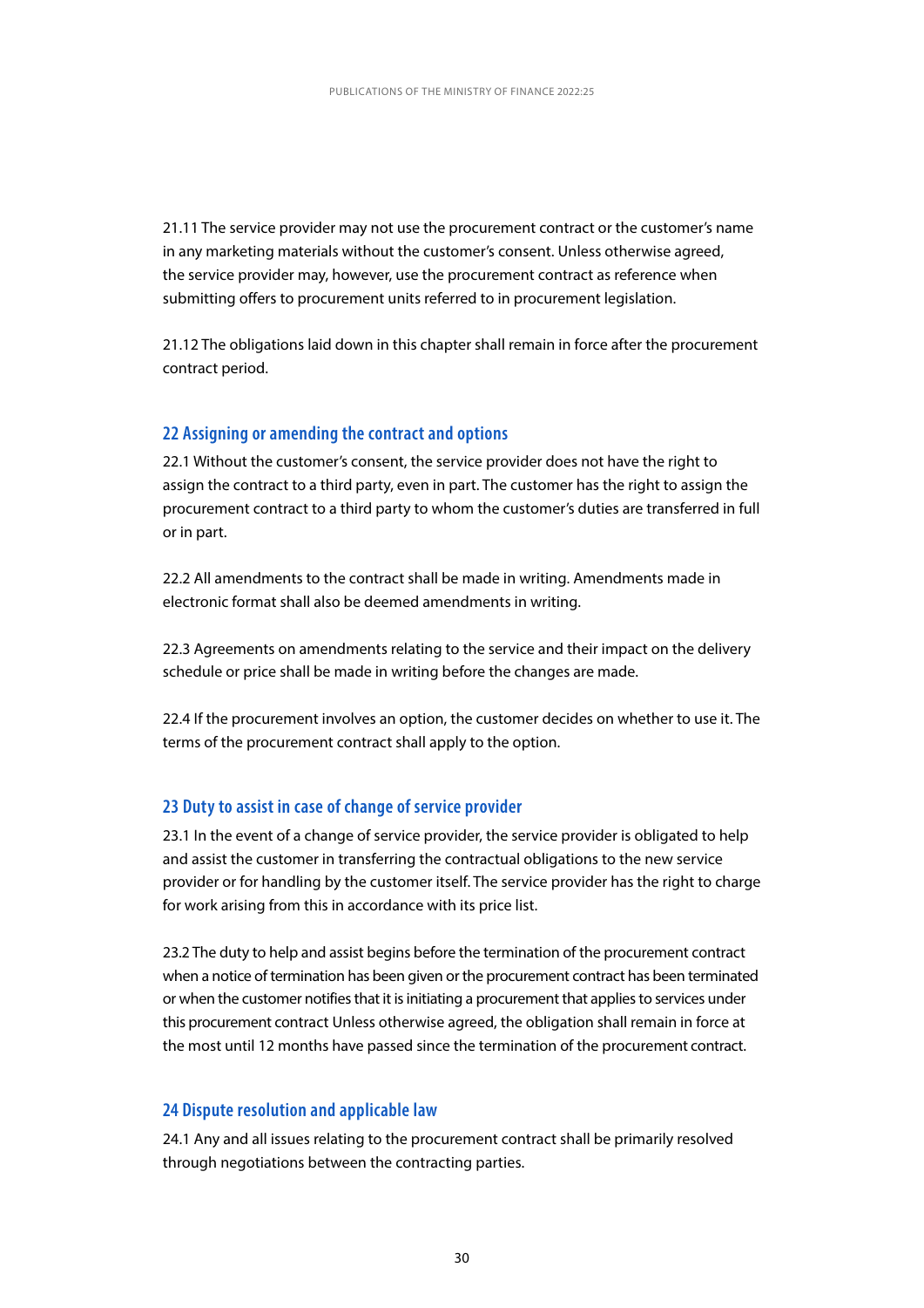21.11 The service provider may not use the procurement contract or the customer's name in any marketing materials without the customer's consent. Unless otherwise agreed, the service provider may, however, use the procurement contract as reference when submitting offers to procurement units referred to in procurement legislation.

21.12 The obligations laid down in this chapter shall remain in force after the procurement contract period.

## 22 Assigning or amending the contract and options

22.1 Without the customer's consent, the service provider does not have the right to assign the contract to a third party, even in part. The customer has the right to assign the procurement contract to a third party to whom the customer's duties are transferred in full or in part.

22.2 All amendments to the contract shall be made in writing. Amendments made in electronic format shall also be deemed amendments in writing.

22.3 Agreements on amendments relating to the service and their impact on the delivery schedule or price shall be made in writing before the changes are made.

22.4 If the procurement involves an option, the customer decides on whether to use it. The terms of the procurement contract shall apply to the option.

## 23 Duty to assist in case of change of service provider

23.1 In the event of a change of service provider, the service provider is obligated to help and assist the customer in transferring the contractual obligations to the new service provider or for handling by the customer itself. The service provider has the right to charge for work arising from this in accordance with its price list.

23.2 The duty to help and assist begins before the termination of the procurement contract when a notice of termination has been given or the procurement contract has been terminated or when the customer notifies that it is initiating a procurement that applies to services under this procurement contract Unless otherwise agreed, the obligation shall remain in force at the most until 12 months have passed since the termination of the procurement contract.

## 24 Dispute resolution and applicable law

24.1 Any and all issues relating to the procurement contract shall be primarily resolved through negotiations between the contracting parties.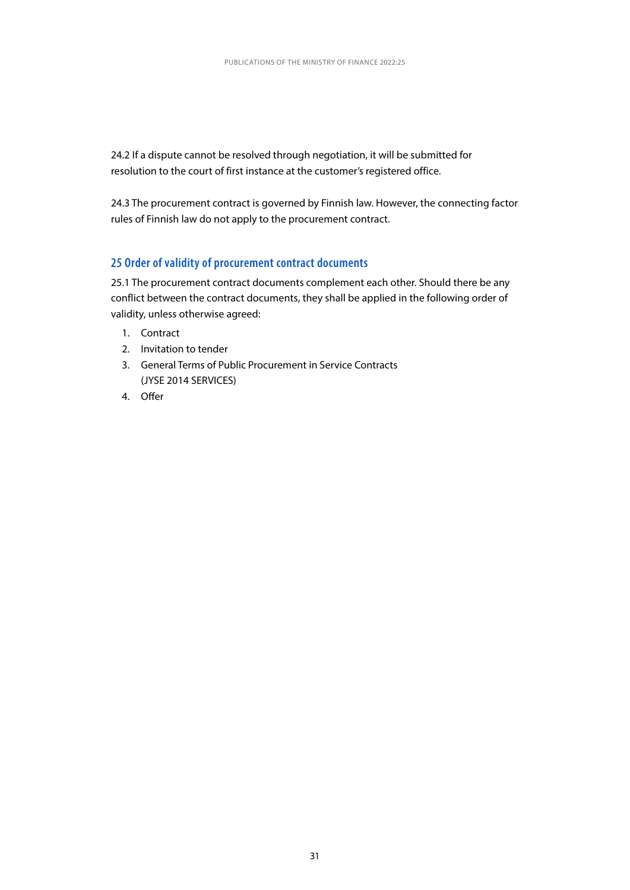24.2 If a dispute cannot be resolved through negotiation, it will be submitted for resolution to the court of first instance at the customer's registered office.

24.3 The procurement contract is governed by Finnish law. However, the connecting factor rules of Finnish law do not apply to the procurement contract.

## 25 Order of validity of procurement contract documents

25.1 The procurement contract documents complement each other. Should there be any conflict between the contract documents, they shall be applied in the following order of validity, unless otherwise agreed:

1. Contract
2. Invitation to tender
3. General Terms of Public Procurement in Service Contracts (JYSE 2014 SERVICES)
4. Offer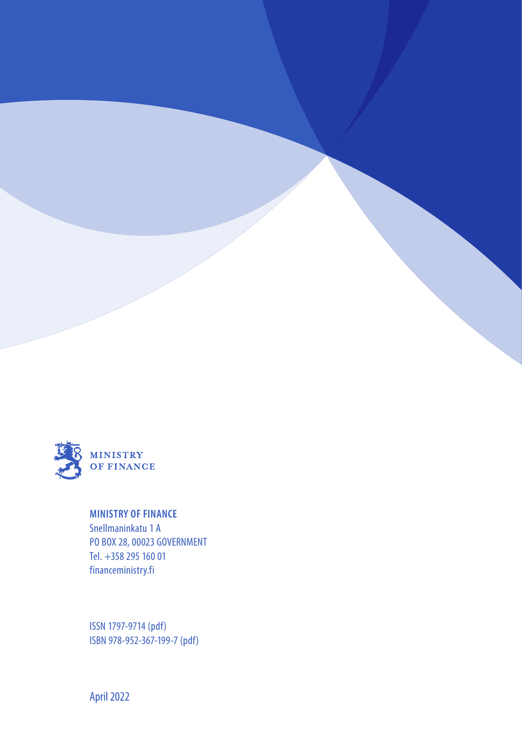MINISTRY
OF FINANCE

**MINISTRY OF FINANCE**
Snellmaninkatu 1 A
PO BOX 28, 00023 GOVERNMENT
Tel. +358 295 160 01
financeministry.fi

ISSN 1797-9714 (pdf)
ISBN 978-952-367-199-7 (pdf)

April 2022